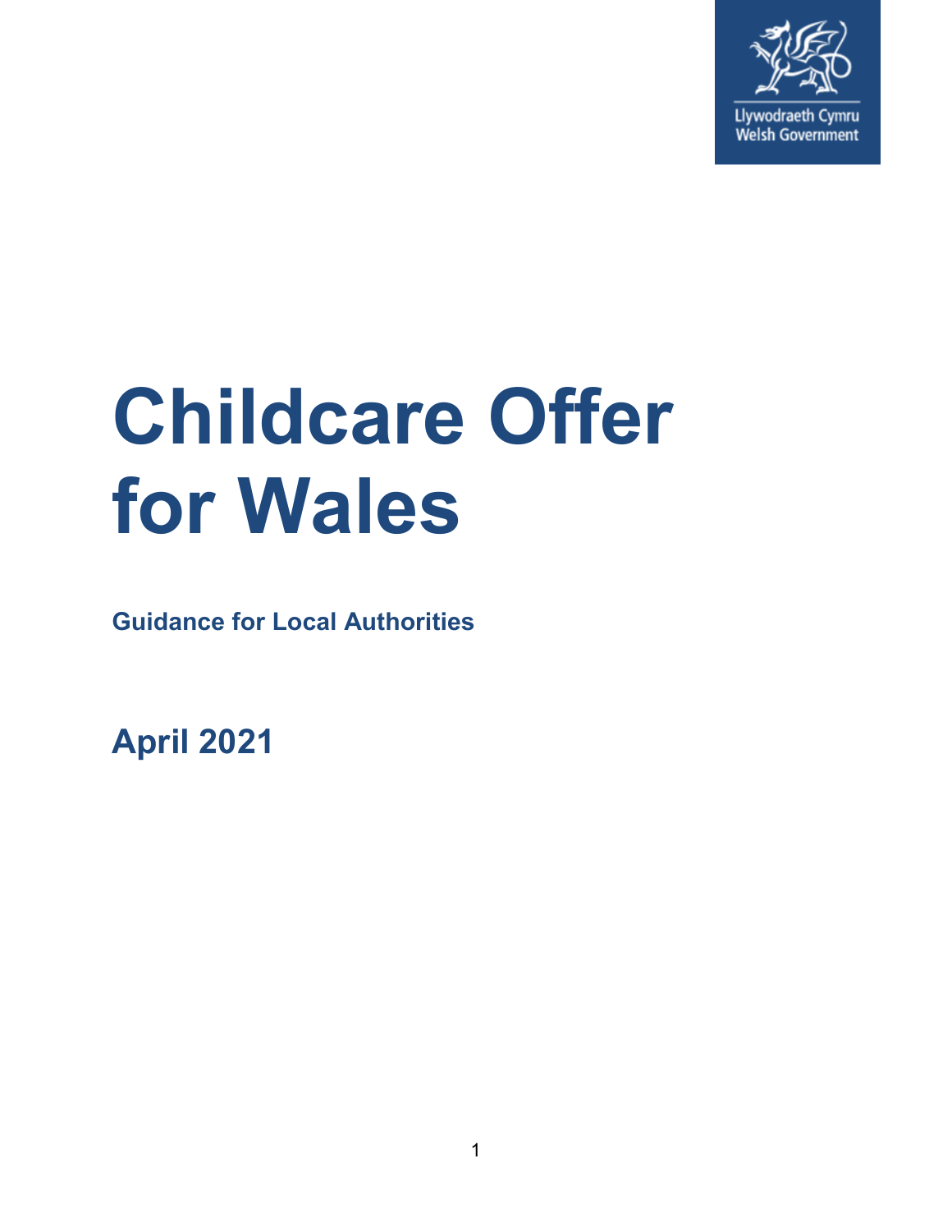Llywodraeth Cymru
Welsh Government

# Childcare Offer for Wales

**Guidance for Local Authorities**

**April 2021**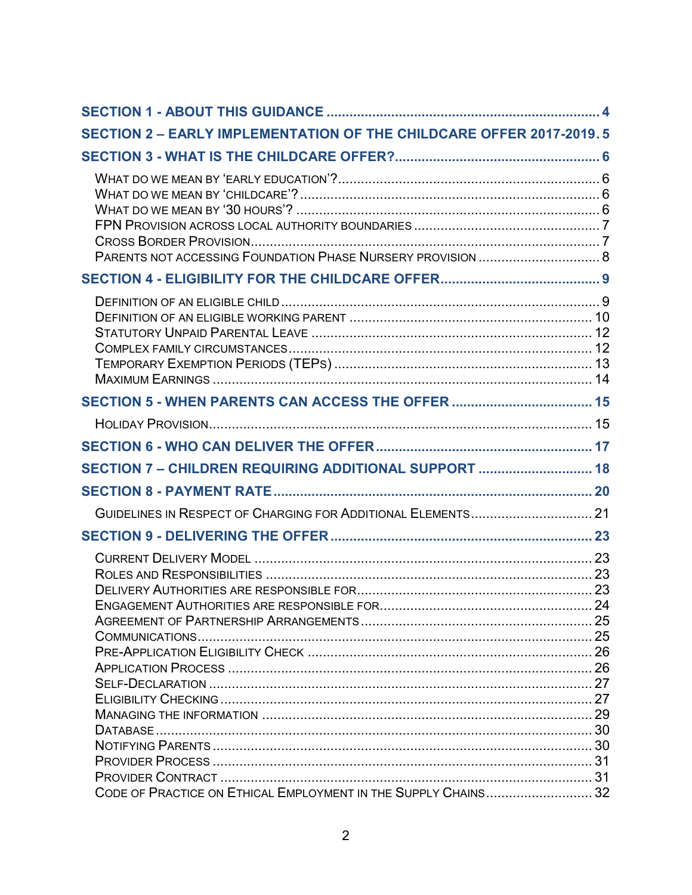**SECTION 1 - ABOUT THIS GUIDANCE** ..................................................................... 4

**SECTION 2 – EARLY IMPLEMENTATION OF THE CHILDCARE OFFER 2017-2019** . 5

**SECTION 3 - WHAT IS THE CHILDCARE OFFER?** ..................................................... 6

- WHAT DO WE MEAN BY 'EARLY EDUCATION'? .................................................................... 6
- WHAT DO WE MEAN BY 'CHILDCARE'? .............................................................................. 6
- WHAT DO WE MEAN BY '30 HOURS'? ............................................................................... 6
- FPN PROVISION ACROSS LOCAL AUTHORITY BOUNDARIES ................................................ 7
- CROSS BORDER PROVISION ........................................................................................... 7
- PARENTS NOT ACCESSING FOUNDATION PHASE NURSERY PROVISION ................................ 8

**SECTION 4 - ELIGIBILITY FOR THE CHILDCARE OFFER** ......................................... 9

- DEFINITION OF AN ELIGIBLE CHILD ................................................................................... 9
- DEFINITION OF AN ELIGIBLE WORKING PARENT ............................................................... 10
- STATUTORY UNPAID PARENTAL LEAVE ........................................................................... 12
- COMPLEX FAMILY CIRCUMSTANCES ................................................................................ 12
- TEMPORARY EXEMPTION PERIODS (TEPS) ..................................................................... 13
- MAXIMUM EARNINGS .................................................................................................... 14

**SECTION 5 - WHEN PARENTS CAN ACCESS THE OFFER** ..................................... 15

- HOLIDAY PROVISION .................................................................................................... 15

**SECTION 6 - WHO CAN DELIVER THE OFFER** ........................................................ 17

**SECTION 7 – CHILDREN REQUIRING ADDITIONAL SUPPORT** ............................. 18

**SECTION 8 - PAYMENT RATE** .................................................................................. 20

- GUIDELINES IN RESPECT OF CHARGING FOR ADDITIONAL ELEMENTS ................................ 21

**SECTION 9 - DELIVERING THE OFFER** .................................................................... 23

- CURRENT DELIVERY MODEL ......................................................................................... 23
- ROLES AND RESPONSIBILITIES ...................................................................................... 23
- DELIVERY AUTHORITIES ARE RESPONSIBLE FOR .............................................................. 23
- ENGAGEMENT AUTHORITIES ARE RESPONSIBLE FOR ........................................................ 24
- AGREEMENT OF PARTNERSHIP ARRANGEMENTS ............................................................. 25
- COMMUNICATIONS ....................................................................................................... 25
- PRE-APPLICATION ELIGIBILITY CHECK ........................................................................... 26
- APPLICATION PROCESS ............................................................................................... 26
- SELF-DECLARATION .................................................................................................... 27
- ELIGIBILITY CHECKING ................................................................................................. 27
- MANAGING THE INFORMATION ...................................................................................... 29
- DATABASE .................................................................................................................. 30
- NOTIFYING PARENTS ................................................................................................... 30
- PROVIDER PROCESS ................................................................................................... 31
- PROVIDER CONTRACT ................................................................................................. 31
- CODE OF PRACTICE ON ETHICAL EMPLOYMENT IN THE SUPPLY CHAINS ............................ 32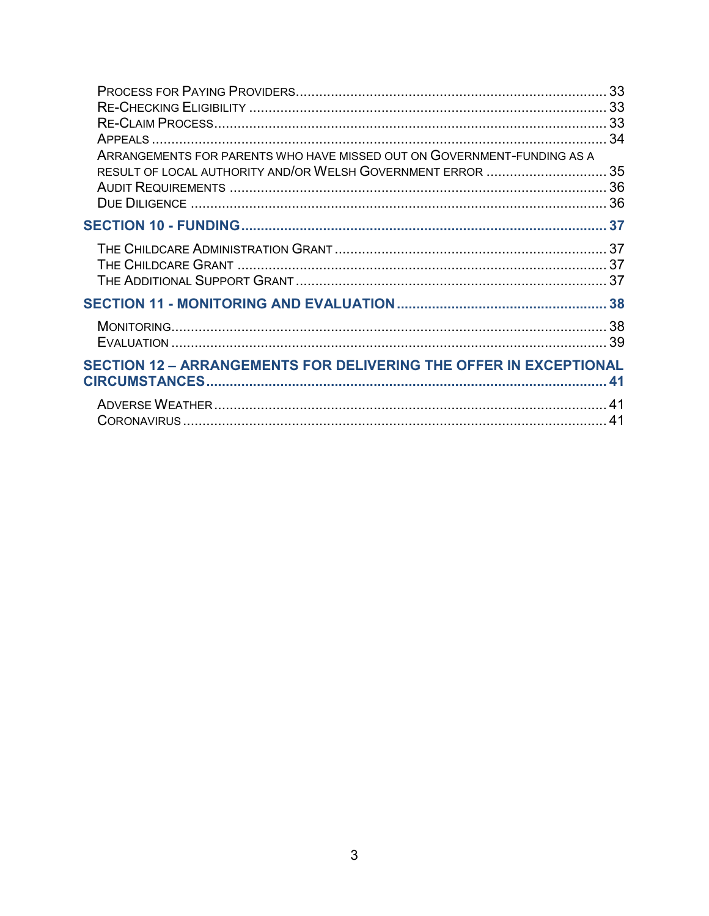Process for Paying Providers ..... 33
Re-Checking Eligibility ..... 33
Re-Claim Process ..... 33
Appeals ..... 34
Arrangements for parents who have missed out on Government-funding as a result of local authority and/or Welsh Government error ..... 35
Audit Requirements ..... 36
Due Diligence ..... 36

**SECTION 10 - FUNDING ..... 37**

The Childcare Administration Grant ..... 37
The Childcare Grant ..... 37
The Additional Support Grant ..... 37

**SECTION 11 - MONITORING AND EVALUATION ..... 38**

Monitoring ..... 38
Evaluation ..... 39

**SECTION 12 – ARRANGEMENTS FOR DELIVERING THE OFFER IN EXCEPTIONAL CIRCUMSTANCES ..... 41**

Adverse Weather ..... 41
Coronavirus ..... 41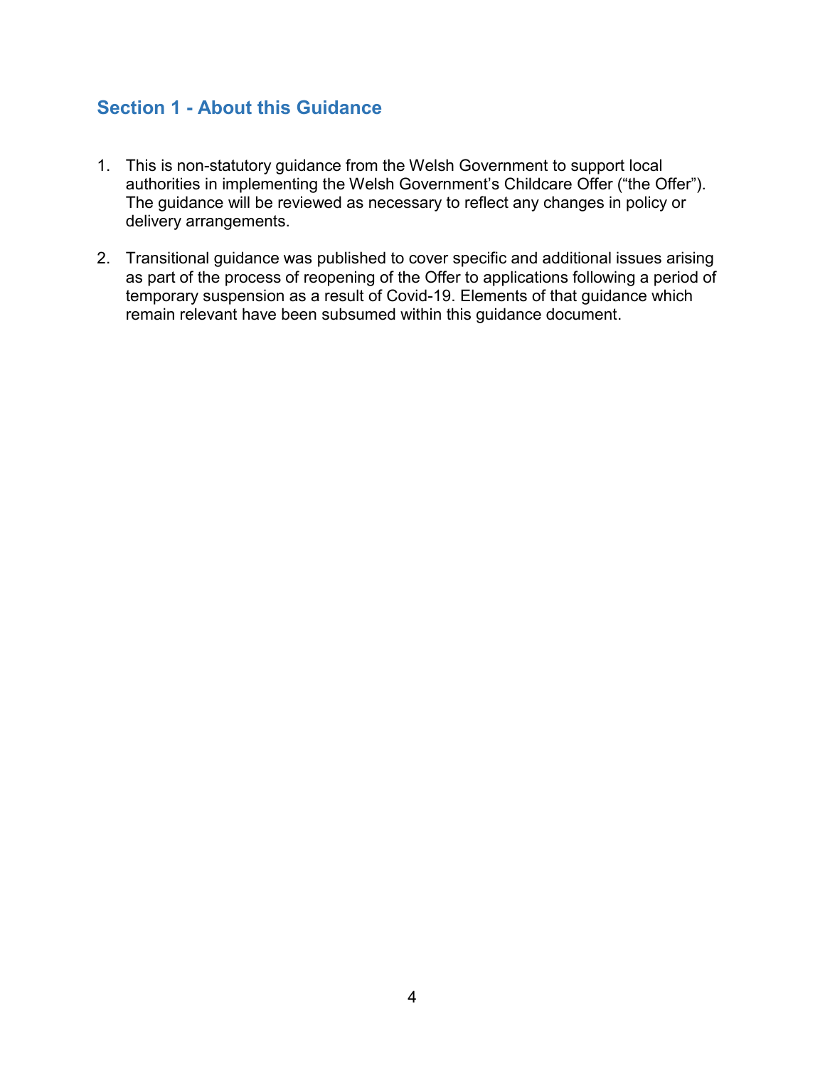## Section 1 - About this Guidance

1. This is non-statutory guidance from the Welsh Government to support local authorities in implementing the Welsh Government's Childcare Offer ("the Offer"). The guidance will be reviewed as necessary to reflect any changes in policy or delivery arrangements.

2. Transitional guidance was published to cover specific and additional issues arising as part of the process of reopening of the Offer to applications following a period of temporary suspension as a result of Covid-19. Elements of that guidance which remain relevant have been subsumed within this guidance document.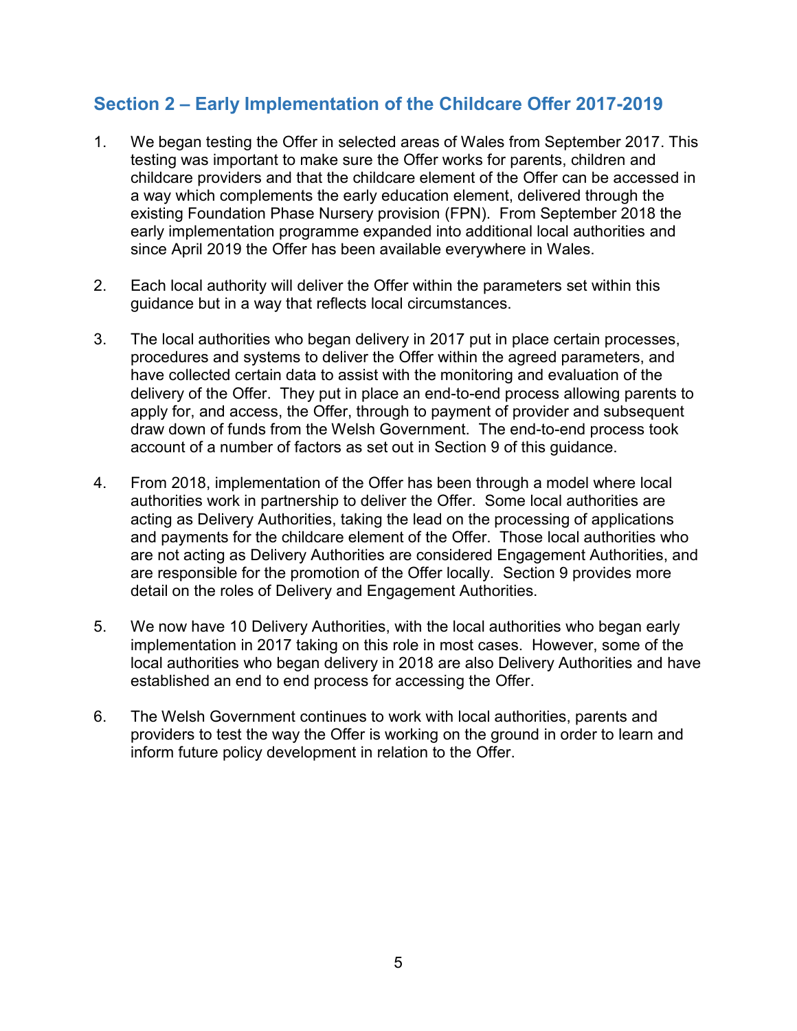## Section 2 – Early Implementation of the Childcare Offer 2017-2019

1. We began testing the Offer in selected areas of Wales from September 2017. This testing was important to make sure the Offer works for parents, children and childcare providers and that the childcare element of the Offer can be accessed in a way which complements the early education element, delivered through the existing Foundation Phase Nursery provision (FPN). From September 2018 the early implementation programme expanded into additional local authorities and since April 2019 the Offer has been available everywhere in Wales.

2. Each local authority will deliver the Offer within the parameters set within this guidance but in a way that reflects local circumstances.

3. The local authorities who began delivery in 2017 put in place certain processes, procedures and systems to deliver the Offer within the agreed parameters, and have collected certain data to assist with the monitoring and evaluation of the delivery of the Offer. They put in place an end-to-end process allowing parents to apply for, and access, the Offer, through to payment of provider and subsequent draw down of funds from the Welsh Government. The end-to-end process took account of a number of factors as set out in Section 9 of this guidance.

4. From 2018, implementation of the Offer has been through a model where local authorities work in partnership to deliver the Offer. Some local authorities are acting as Delivery Authorities, taking the lead on the processing of applications and payments for the childcare element of the Offer. Those local authorities who are not acting as Delivery Authorities are considered Engagement Authorities, and are responsible for the promotion of the Offer locally. Section 9 provides more detail on the roles of Delivery and Engagement Authorities.

5. We now have 10 Delivery Authorities, with the local authorities who began early implementation in 2017 taking on this role in most cases. However, some of the local authorities who began delivery in 2018 are also Delivery Authorities and have established an end to end process for accessing the Offer.

6. The Welsh Government continues to work with local authorities, parents and providers to test the way the Offer is working on the ground in order to learn and inform future policy development in relation to the Offer.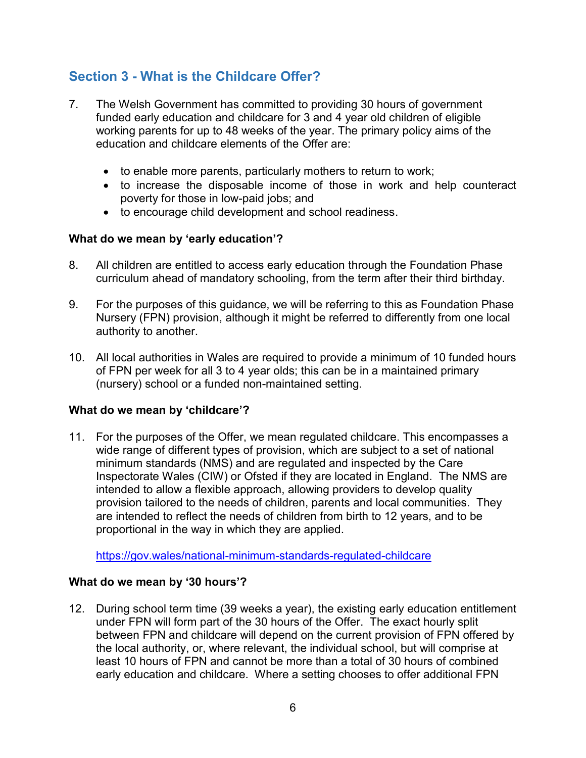## Section 3 - What is the Childcare Offer?

7. The Welsh Government has committed to providing 30 hours of government funded early education and childcare for 3 and 4 year old children of eligible working parents for up to 48 weeks of the year. The primary policy aims of the education and childcare elements of the Offer are:

   - to enable more parents, particularly mothers to return to work;
   - to increase the disposable income of those in work and help counteract poverty for those in low-paid jobs; and
   - to encourage child development and school readiness.

**What do we mean by 'early education'?**

8. All children are entitled to access early education through the Foundation Phase curriculum ahead of mandatory schooling, from the term after their third birthday.

9. For the purposes of this guidance, we will be referring to this as Foundation Phase Nursery (FPN) provision, although it might be referred to differently from one local authority to another.

10. All local authorities in Wales are required to provide a minimum of 10 funded hours of FPN per week for all 3 to 4 year olds; this can be in a maintained primary (nursery) school or a funded non-maintained setting.

**What do we mean by 'childcare'?**

11. For the purposes of the Offer, we mean regulated childcare. This encompasses a wide range of different types of provision, which are subject to a set of national minimum standards (NMS) and are regulated and inspected by the Care Inspectorate Wales (CIW) or Ofsted if they are located in England. The NMS are intended to allow a flexible approach, allowing providers to develop quality provision tailored to the needs of children, parents and local communities. They are intended to reflect the needs of children from birth to 12 years, and to be proportional in the way in which they are applied.

    https://gov.wales/national-minimum-standards-regulated-childcare

**What do we mean by '30 hours'?**

12. During school term time (39 weeks a year), the existing early education entitlement under FPN will form part of the 30 hours of the Offer. The exact hourly split between FPN and childcare will depend on the current provision of FPN offered by the local authority, or, where relevant, the individual school, but will comprise at least 10 hours of FPN and cannot be more than a total of 30 hours of combined early education and childcare. Where a setting chooses to offer additional FPN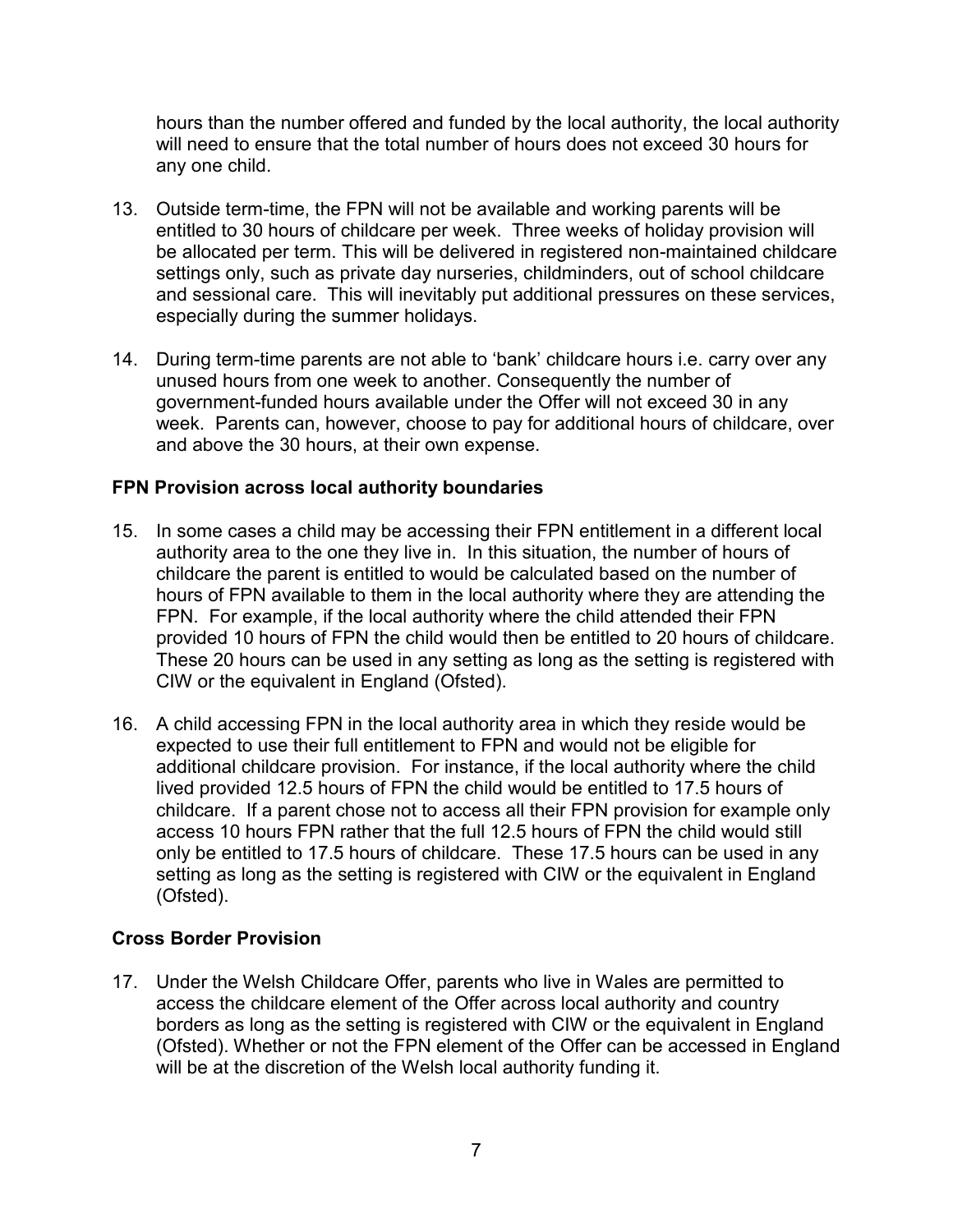hours than the number offered and funded by the local authority, the local authority will need to ensure that the total number of hours does not exceed 30 hours for any one child.

13. Outside term-time, the FPN will not be available and working parents will be entitled to 30 hours of childcare per week. Three weeks of holiday provision will be allocated per term. This will be delivered in registered non-maintained childcare settings only, such as private day nurseries, childminders, out of school childcare and sessional care. This will inevitably put additional pressures on these services, especially during the summer holidays.

14. During term-time parents are not able to 'bank' childcare hours i.e. carry over any unused hours from one week to another. Consequently the number of government-funded hours available under the Offer will not exceed 30 in any week. Parents can, however, choose to pay for additional hours of childcare, over and above the 30 hours, at their own expense.

**FPN Provision across local authority boundaries**

15. In some cases a child may be accessing their FPN entitlement in a different local authority area to the one they live in. In this situation, the number of hours of childcare the parent is entitled to would be calculated based on the number of hours of FPN available to them in the local authority where they are attending the FPN. For example, if the local authority where the child attended their FPN provided 10 hours of FPN the child would then be entitled to 20 hours of childcare. These 20 hours can be used in any setting as long as the setting is registered with CIW or the equivalent in England (Ofsted).

16. A child accessing FPN in the local authority area in which they reside would be expected to use their full entitlement to FPN and would not be eligible for additional childcare provision. For instance, if the local authority where the child lived provided 12.5 hours of FPN the child would be entitled to 17.5 hours of childcare. If a parent chose not to access all their FPN provision for example only access 10 hours FPN rather that the full 12.5 hours of FPN the child would still only be entitled to 17.5 hours of childcare. These 17.5 hours can be used in any setting as long as the setting is registered with CIW or the equivalent in England (Ofsted).

**Cross Border Provision**

17. Under the Welsh Childcare Offer, parents who live in Wales are permitted to access the childcare element of the Offer across local authority and country borders as long as the setting is registered with CIW or the equivalent in England (Ofsted). Whether or not the FPN element of the Offer can be accessed in England will be at the discretion of the Welsh local authority funding it.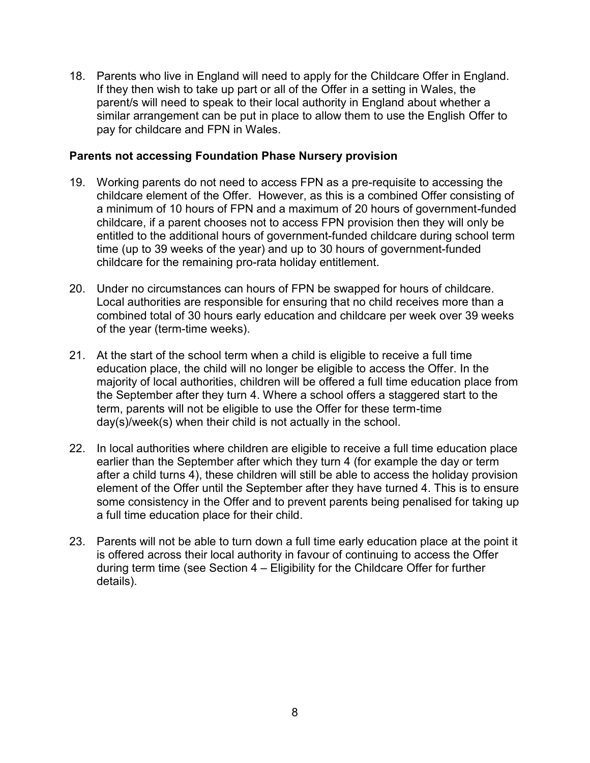18. Parents who live in England will need to apply for the Childcare Offer in England. If they then wish to take up part or all of the Offer in a setting in Wales, the parent/s will need to speak to their local authority in England about whether a similar arrangement can be put in place to allow them to use the English Offer to pay for childcare and FPN in Wales.

**Parents not accessing Foundation Phase Nursery provision**

19. Working parents do not need to access FPN as a pre-requisite to accessing the childcare element of the Offer. However, as this is a combined Offer consisting of a minimum of 10 hours of FPN and a maximum of 20 hours of government-funded childcare, if a parent chooses not to access FPN provision then they will only be entitled to the additional hours of government-funded childcare during school term time (up to 39 weeks of the year) and up to 30 hours of government-funded childcare for the remaining pro-rata holiday entitlement.

20. Under no circumstances can hours of FPN be swapped for hours of childcare. Local authorities are responsible for ensuring that no child receives more than a combined total of 30 hours early education and childcare per week over 39 weeks of the year (term-time weeks).

21. At the start of the school term when a child is eligible to receive a full time education place, the child will no longer be eligible to access the Offer. In the majority of local authorities, children will be offered a full time education place from the September after they turn 4. Where a school offers a staggered start to the term, parents will not be eligible to use the Offer for these term-time day(s)/week(s) when their child is not actually in the school.

22. In local authorities where children are eligible to receive a full time education place earlier than the September after which they turn 4 (for example the day or term after a child turns 4), these children will still be able to access the holiday provision element of the Offer until the September after they have turned 4. This is to ensure some consistency in the Offer and to prevent parents being penalised for taking up a full time education place for their child.

23. Parents will not be able to turn down a full time early education place at the point it is offered across their local authority in favour of continuing to access the Offer during term time (see Section 4 – Eligibility for the Childcare Offer for further details).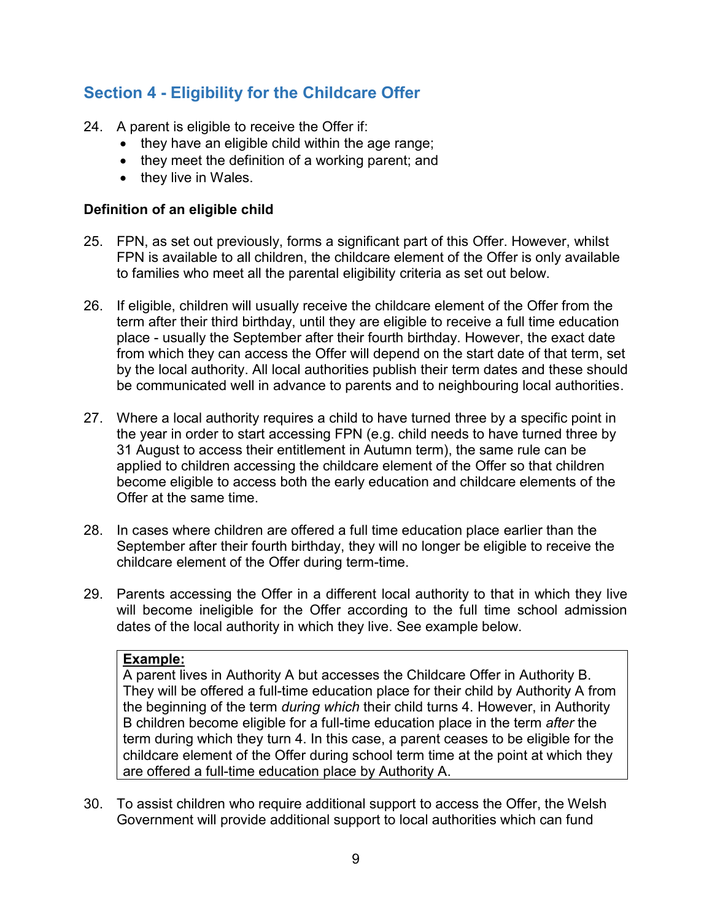## Section 4 - Eligibility for the Childcare Offer

24. A parent is eligible to receive the Offer if:
    - they have an eligible child within the age range;
    - they meet the definition of a working parent; and
    - they live in Wales.

**Definition of an eligible child**

25. FPN, as set out previously, forms a significant part of this Offer. However, whilst FPN is available to all children, the childcare element of the Offer is only available to families who meet all the parental eligibility criteria as set out below.

26. If eligible, children will usually receive the childcare element of the Offer from the term after their third birthday, until they are eligible to receive a full time education place - usually the September after their fourth birthday. However, the exact date from which they can access the Offer will depend on the start date of that term, set by the local authority. All local authorities publish their term dates and these should be communicated well in advance to parents and to neighbouring local authorities.

27. Where a local authority requires a child to have turned three by a specific point in the year in order to start accessing FPN (e.g. child needs to have turned three by 31 August to access their entitlement in Autumn term), the same rule can be applied to children accessing the childcare element of the Offer so that children become eligible to access both the early education and childcare elements of the Offer at the same time.

28. In cases where children are offered a full time education place earlier than the September after their fourth birthday, they will no longer be eligible to receive the childcare element of the Offer during term-time.

29. Parents accessing the Offer in a different local authority to that in which they live will become ineligible for the Offer according to the full time school admission dates of the local authority in which they live. See example below.

> **<u>Example:</u>**
> A parent lives in Authority A but accesses the Childcare Offer in Authority B. They will be offered a full-time education place for their child by Authority A from the beginning of the term *during which* their child turns 4. However, in Authority B children become eligible for a full-time education place in the term *after* the term during which they turn 4. In this case, a parent ceases to be eligible for the childcare element of the Offer during school term time at the point at which they are offered a full-time education place by Authority A.

30. To assist children who require additional support to access the Offer, the Welsh Government will provide additional support to local authorities which can fund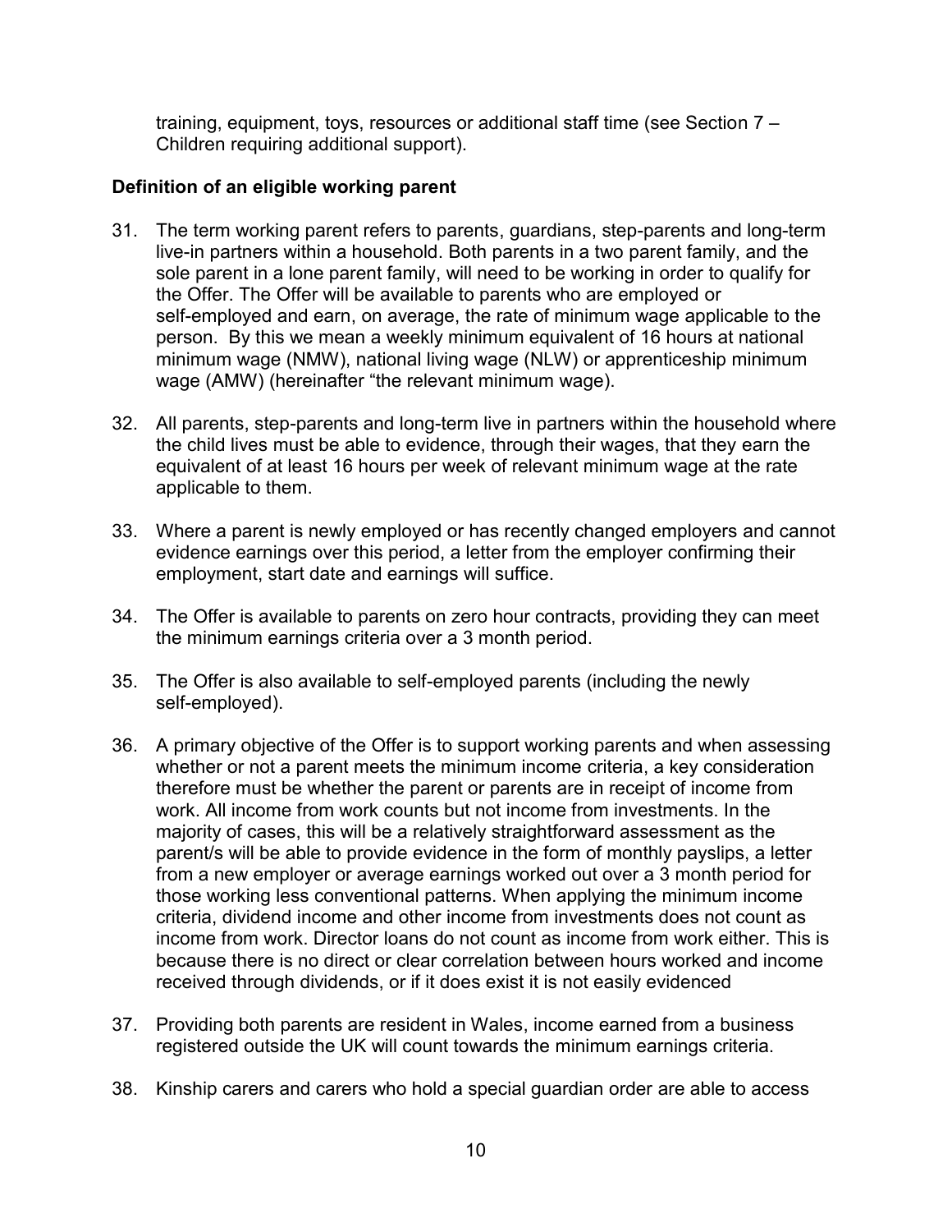training, equipment, toys, resources or additional staff time (see Section 7 – Children requiring additional support).

**Definition of an eligible working parent**

31. The term working parent refers to parents, guardians, step-parents and long-term live-in partners within a household. Both parents in a two parent family, and the sole parent in a lone parent family, will need to be working in order to qualify for the Offer. The Offer will be available to parents who are employed or self-employed and earn, on average, the rate of minimum wage applicable to the person. By this we mean a weekly minimum equivalent of 16 hours at national minimum wage (NMW), national living wage (NLW) or apprenticeship minimum wage (AMW) (hereinafter "the relevant minimum wage).

32. All parents, step-parents and long-term live in partners within the household where the child lives must be able to evidence, through their wages, that they earn the equivalent of at least 16 hours per week of relevant minimum wage at the rate applicable to them.

33. Where a parent is newly employed or has recently changed employers and cannot evidence earnings over this period, a letter from the employer confirming their employment, start date and earnings will suffice.

34. The Offer is available to parents on zero hour contracts, providing they can meet the minimum earnings criteria over a 3 month period.

35. The Offer is also available to self-employed parents (including the newly self-employed).

36. A primary objective of the Offer is to support working parents and when assessing whether or not a parent meets the minimum income criteria, a key consideration therefore must be whether the parent or parents are in receipt of income from work. All income from work counts but not income from investments. In the majority of cases, this will be a relatively straightforward assessment as the parent/s will be able to provide evidence in the form of monthly payslips, a letter from a new employer or average earnings worked out over a 3 month period for those working less conventional patterns. When applying the minimum income criteria, dividend income and other income from investments does not count as income from work. Director loans do not count as income from work either. This is because there is no direct or clear correlation between hours worked and income received through dividends, or if it does exist it is not easily evidenced

37. Providing both parents are resident in Wales, income earned from a business registered outside the UK will count towards the minimum earnings criteria.

38. Kinship carers and carers who hold a special guardian order are able to access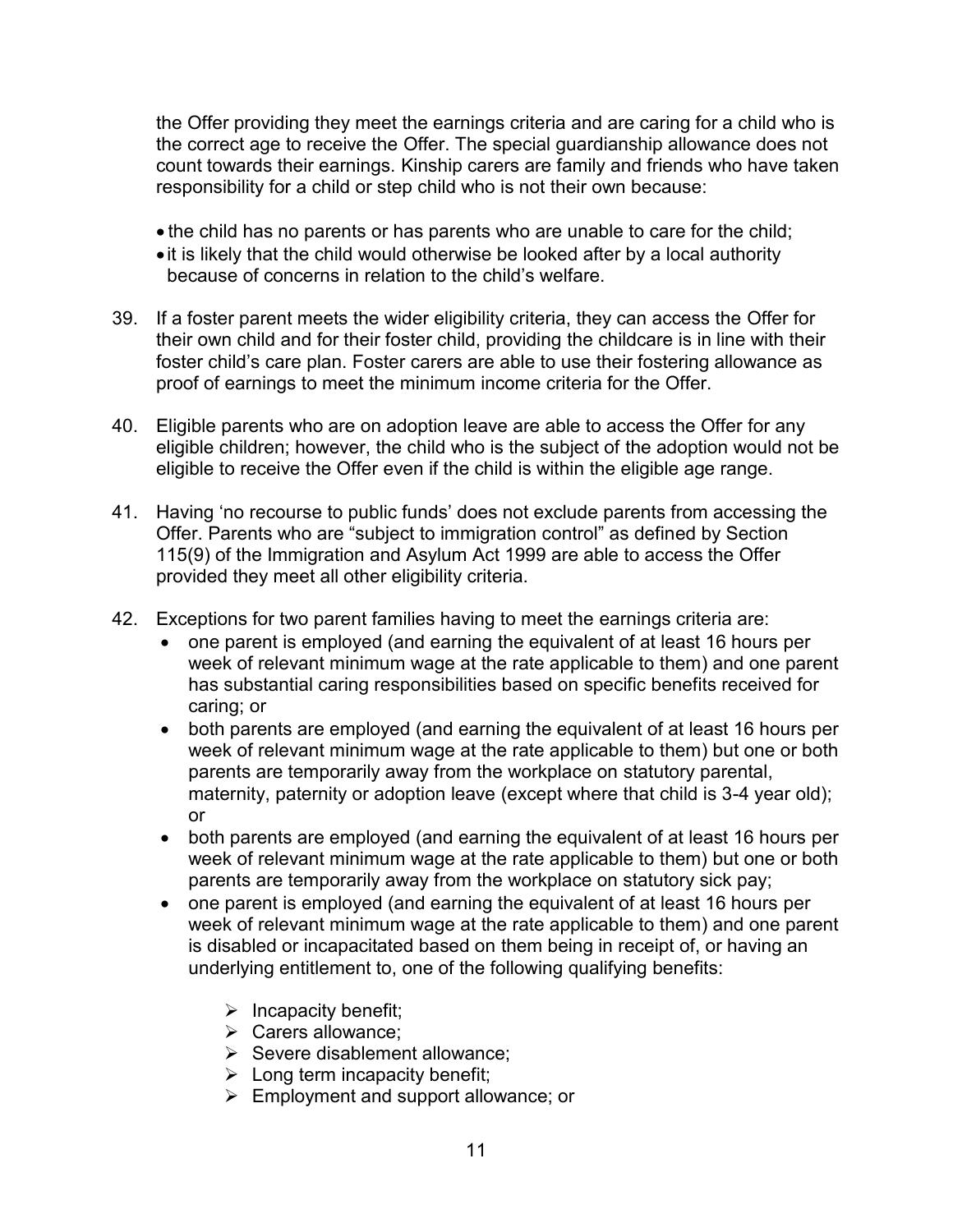the Offer providing they meet the earnings criteria and are caring for a child who is the correct age to receive the Offer. The special guardianship allowance does not count towards their earnings. Kinship carers are family and friends who have taken responsibility for a child or step child who is not their own because:

- the child has no parents or has parents who are unable to care for the child;
- it is likely that the child would otherwise be looked after by a local authority because of concerns in relation to the child's welfare.

39. If a foster parent meets the wider eligibility criteria, they can access the Offer for their own child and for their foster child, providing the childcare is in line with their foster child's care plan. Foster carers are able to use their fostering allowance as proof of earnings to meet the minimum income criteria for the Offer.

40. Eligible parents who are on adoption leave are able to access the Offer for any eligible children; however, the child who is the subject of the adoption would not be eligible to receive the Offer even if the child is within the eligible age range.

41. Having 'no recourse to public funds' does not exclude parents from accessing the Offer. Parents who are "subject to immigration control" as defined by Section 115(9) of the Immigration and Asylum Act 1999 are able to access the Offer provided they meet all other eligibility criteria.

42. Exceptions for two parent families having to meet the earnings criteria are:
    - one parent is employed (and earning the equivalent of at least 16 hours per week of relevant minimum wage at the rate applicable to them) and one parent has substantial caring responsibilities based on specific benefits received for caring; or
    - both parents are employed (and earning the equivalent of at least 16 hours per week of relevant minimum wage at the rate applicable to them) but one or both parents are temporarily away from the workplace on statutory parental, maternity, paternity or adoption leave (except where that child is 3-4 year old); or
    - both parents are employed (and earning the equivalent of at least 16 hours per week of relevant minimum wage at the rate applicable to them) but one or both parents are temporarily away from the workplace on statutory sick pay;
    - one parent is employed (and earning the equivalent of at least 16 hours per week of relevant minimum wage at the rate applicable to them) and one parent is disabled or incapacitated based on them being in receipt of, or having an underlying entitlement to, one of the following qualifying benefits:
        - Incapacity benefit;
        - Carers allowance;
        - Severe disablement allowance;
        - Long term incapacity benefit;
        - Employment and support allowance; or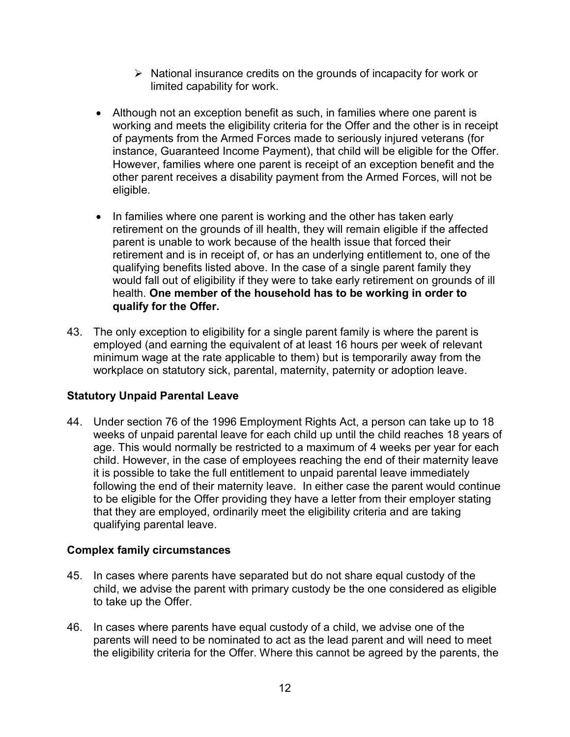- National insurance credits on the grounds of incapacity for work or limited capability for work.

- Although not an exception benefit as such, in families where one parent is working and meets the eligibility criteria for the Offer and the other is in receipt of payments from the Armed Forces made to seriously injured veterans (for instance, Guaranteed Income Payment), that child will be eligible for the Offer. However, families where one parent is receipt of an exception benefit and the other parent receives a disability payment from the Armed Forces, will not be eligible.

- In families where one parent is working and the other has taken early retirement on the grounds of ill health, they will remain eligible if the affected parent is unable to work because of the health issue that forced their retirement and is in receipt of, or has an underlying entitlement to, one of the qualifying benefits listed above. In the case of a single parent family they would fall out of eligibility if they were to take early retirement on grounds of ill health. **One member of the household has to be working in order to qualify for the Offer.**

43. The only exception to eligibility for a single parent family is where the parent is employed (and earning the equivalent of at least 16 hours per week of relevant minimum wage at the rate applicable to them) but is temporarily away from the workplace on statutory sick, parental, maternity, paternity or adoption leave.

**Statutory Unpaid Parental Leave**

44. Under section 76 of the 1996 Employment Rights Act, a person can take up to 18 weeks of unpaid parental leave for each child up until the child reaches 18 years of age. This would normally be restricted to a maximum of 4 weeks per year for each child. However, in the case of employees reaching the end of their maternity leave it is possible to take the full entitlement to unpaid parental leave immediately following the end of their maternity leave. In either case the parent would continue to be eligible for the Offer providing they have a letter from their employer stating that they are employed, ordinarily meet the eligibility criteria and are taking qualifying parental leave.

**Complex family circumstances**

45. In cases where parents have separated but do not share equal custody of the child, we advise the parent with primary custody be the one considered as eligible to take up the Offer.

46. In cases where parents have equal custody of a child, we advise one of the parents will need to be nominated to act as the lead parent and will need to meet the eligibility criteria for the Offer. Where this cannot be agreed by the parents, the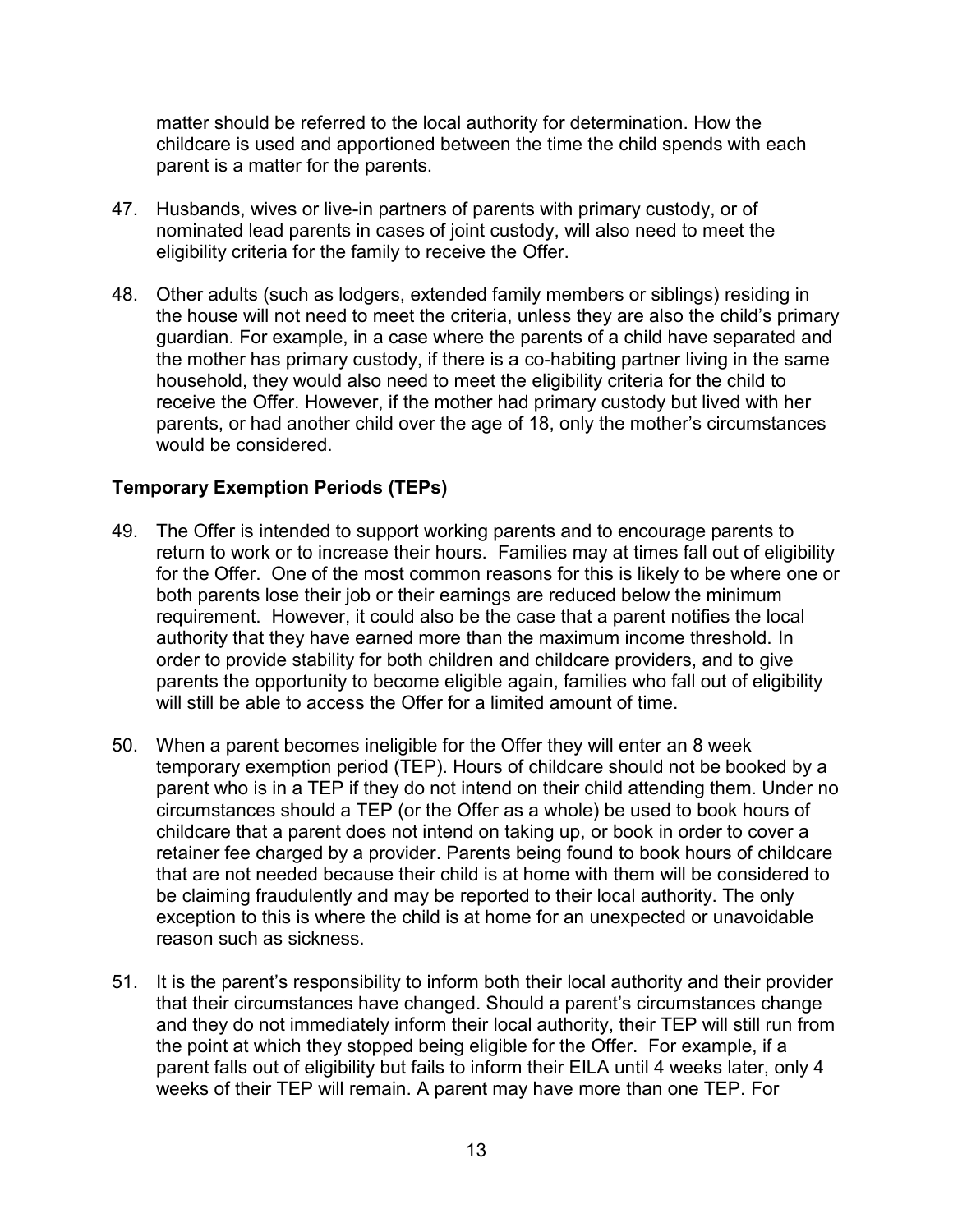matter should be referred to the local authority for determination. How the childcare is used and apportioned between the time the child spends with each parent is a matter for the parents.

47. Husbands, wives or live-in partners of parents with primary custody, or of nominated lead parents in cases of joint custody, will also need to meet the eligibility criteria for the family to receive the Offer.

48. Other adults (such as lodgers, extended family members or siblings) residing in the house will not need to meet the criteria, unless they are also the child's primary guardian. For example, in a case where the parents of a child have separated and the mother has primary custody, if there is a co-habiting partner living in the same household, they would also need to meet the eligibility criteria for the child to receive the Offer. However, if the mother had primary custody but lived with her parents, or had another child over the age of 18, only the mother's circumstances would be considered.

### Temporary Exemption Periods (TEPs)

49. The Offer is intended to support working parents and to encourage parents to return to work or to increase their hours. Families may at times fall out of eligibility for the Offer. One of the most common reasons for this is likely to be where one or both parents lose their job or their earnings are reduced below the minimum requirement. However, it could also be the case that a parent notifies the local authority that they have earned more than the maximum income threshold. In order to provide stability for both children and childcare providers, and to give parents the opportunity to become eligible again, families who fall out of eligibility will still be able to access the Offer for a limited amount of time.

50. When a parent becomes ineligible for the Offer they will enter an 8 week temporary exemption period (TEP). Hours of childcare should not be booked by a parent who is in a TEP if they do not intend on their child attending them. Under no circumstances should a TEP (or the Offer as a whole) be used to book hours of childcare that a parent does not intend on taking up, or book in order to cover a retainer fee charged by a provider. Parents being found to book hours of childcare that are not needed because their child is at home with them will be considered to be claiming fraudulently and may be reported to their local authority. The only exception to this is where the child is at home for an unexpected or unavoidable reason such as sickness.

51. It is the parent's responsibility to inform both their local authority and their provider that their circumstances have changed. Should a parent's circumstances change and they do not immediately inform their local authority, their TEP will still run from the point at which they stopped being eligible for the Offer. For example, if a parent falls out of eligibility but fails to inform their EILA until 4 weeks later, only 4 weeks of their TEP will remain. A parent may have more than one TEP. For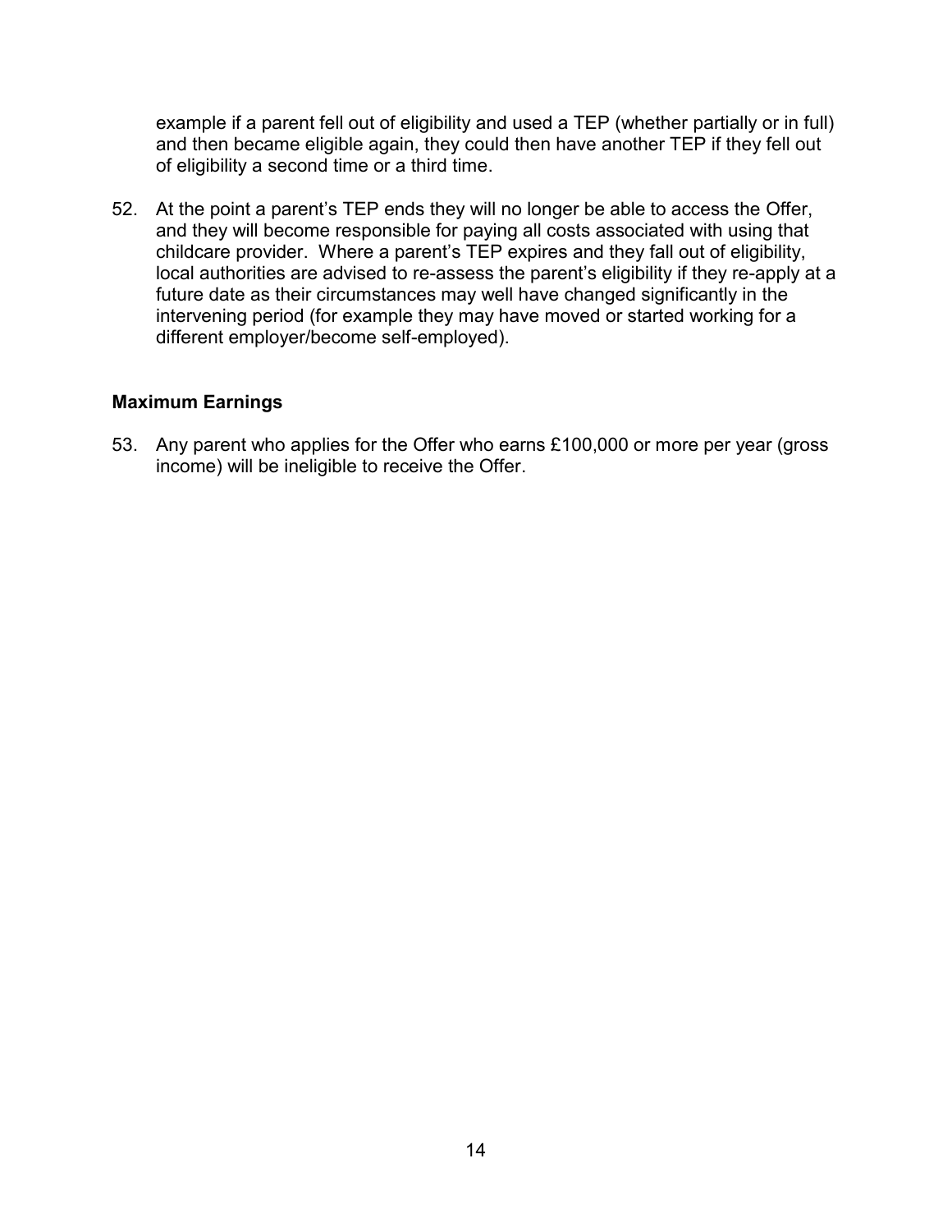example if a parent fell out of eligibility and used a TEP (whether partially or in full) and then became eligible again, they could then have another TEP if they fell out of eligibility a second time or a third time.

52. At the point a parent's TEP ends they will no longer be able to access the Offer, and they will become responsible for paying all costs associated with using that childcare provider. Where a parent's TEP expires and they fall out of eligibility, local authorities are advised to re-assess the parent's eligibility if they re-apply at a future date as their circumstances may well have changed significantly in the intervening period (for example they may have moved or started working for a different employer/become self-employed).

### Maximum Earnings

53. Any parent who applies for the Offer who earns £100,000 or more per year (gross income) will be ineligible to receive the Offer.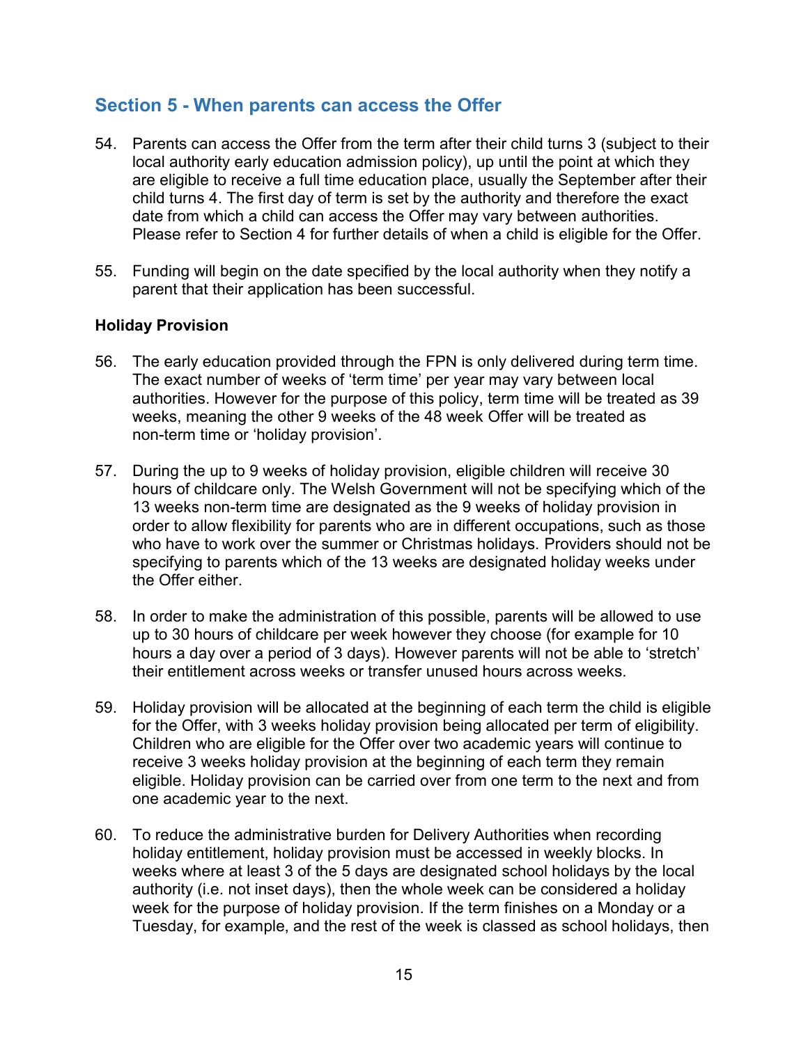## Section 5 - When parents can access the Offer

54. Parents can access the Offer from the term after their child turns 3 (subject to their local authority early education admission policy), up until the point at which they are eligible to receive a full time education place, usually the September after their child turns 4. The first day of term is set by the authority and therefore the exact date from which a child can access the Offer may vary between authorities. Please refer to Section 4 for further details of when a child is eligible for the Offer.

55. Funding will begin on the date specified by the local authority when they notify a parent that their application has been successful.

**Holiday Provision**

56. The early education provided through the FPN is only delivered during term time. The exact number of weeks of 'term time' per year may vary between local authorities. However for the purpose of this policy, term time will be treated as 39 weeks, meaning the other 9 weeks of the 48 week Offer will be treated as non-term time or 'holiday provision'.

57. During the up to 9 weeks of holiday provision, eligible children will receive 30 hours of childcare only. The Welsh Government will not be specifying which of the 13 weeks non-term time are designated as the 9 weeks of holiday provision in order to allow flexibility for parents who are in different occupations, such as those who have to work over the summer or Christmas holidays. Providers should not be specifying to parents which of the 13 weeks are designated holiday weeks under the Offer either.

58. In order to make the administration of this possible, parents will be allowed to use up to 30 hours of childcare per week however they choose (for example for 10 hours a day over a period of 3 days). However parents will not be able to 'stretch' their entitlement across weeks or transfer unused hours across weeks.

59. Holiday provision will be allocated at the beginning of each term the child is eligible for the Offer, with 3 weeks holiday provision being allocated per term of eligibility. Children who are eligible for the Offer over two academic years will continue to receive 3 weeks holiday provision at the beginning of each term they remain eligible. Holiday provision can be carried over from one term to the next and from one academic year to the next.

60. To reduce the administrative burden for Delivery Authorities when recording holiday entitlement, holiday provision must be accessed in weekly blocks. In weeks where at least 3 of the 5 days are designated school holidays by the local authority (i.e. not inset days), then the whole week can be considered a holiday week for the purpose of holiday provision. If the term finishes on a Monday or a Tuesday, for example, and the rest of the week is classed as school holidays, then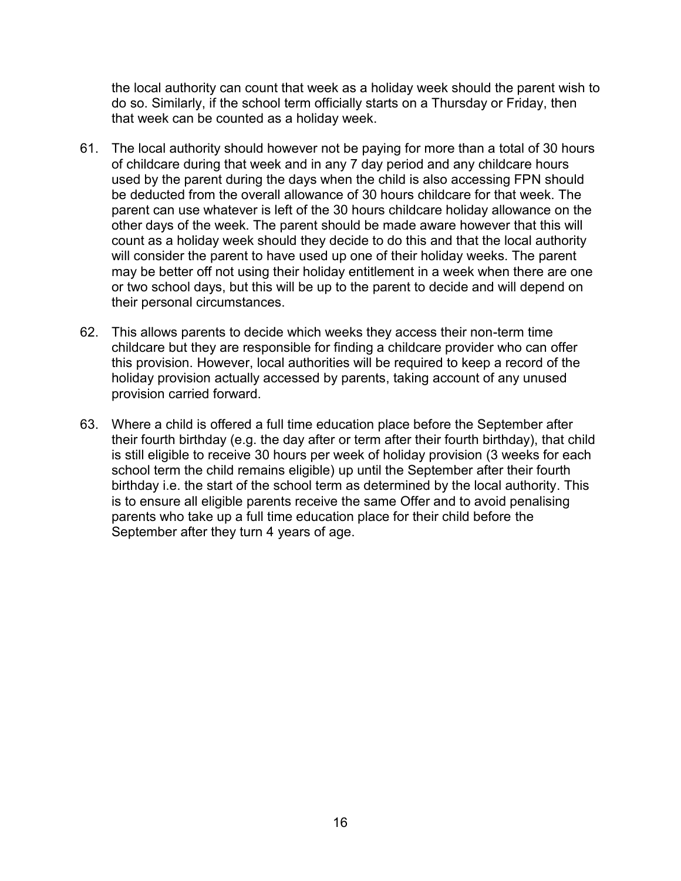the local authority can count that week as a holiday week should the parent wish to do so. Similarly, if the school term officially starts on a Thursday or Friday, then that week can be counted as a holiday week.

61. The local authority should however not be paying for more than a total of 30 hours of childcare during that week and in any 7 day period and any childcare hours used by the parent during the days when the child is also accessing FPN should be deducted from the overall allowance of 30 hours childcare for that week. The parent can use whatever is left of the 30 hours childcare holiday allowance on the other days of the week. The parent should be made aware however that this will count as a holiday week should they decide to do this and that the local authority will consider the parent to have used up one of their holiday weeks. The parent may be better off not using their holiday entitlement in a week when there are one or two school days, but this will be up to the parent to decide and will depend on their personal circumstances.

62. This allows parents to decide which weeks they access their non-term time childcare but they are responsible for finding a childcare provider who can offer this provision. However, local authorities will be required to keep a record of the holiday provision actually accessed by parents, taking account of any unused provision carried forward.

63. Where a child is offered a full time education place before the September after their fourth birthday (e.g. the day after or term after their fourth birthday), that child is still eligible to receive 30 hours per week of holiday provision (3 weeks for each school term the child remains eligible) up until the September after their fourth birthday i.e. the start of the school term as determined by the local authority. This is to ensure all eligible parents receive the same Offer and to avoid penalising parents who take up a full time education place for their child before the September after they turn 4 years of age.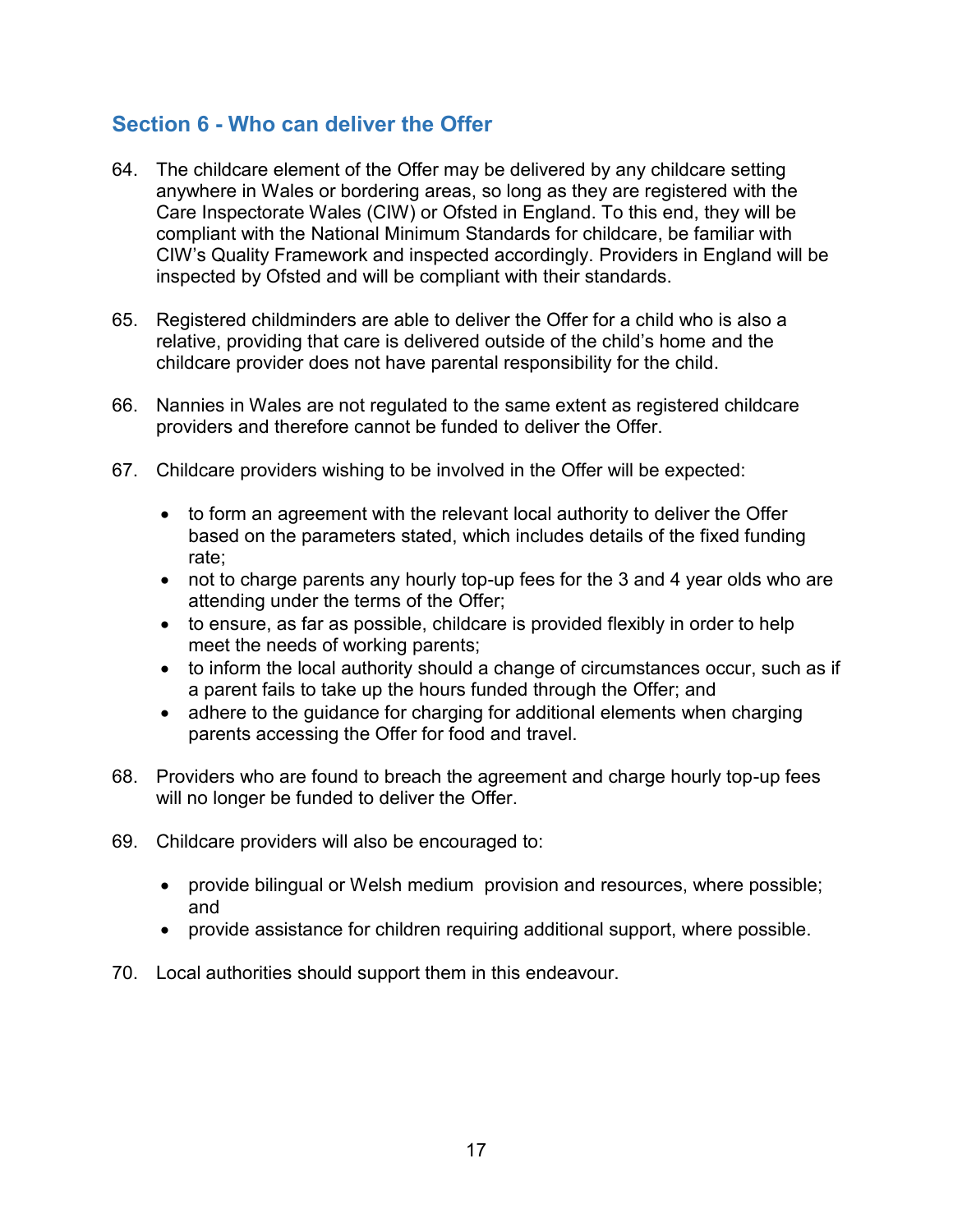## Section 6 - Who can deliver the Offer

64. The childcare element of the Offer may be delivered by any childcare setting anywhere in Wales or bordering areas, so long as they are registered with the Care Inspectorate Wales (CIW) or Ofsted in England. To this end, they will be compliant with the National Minimum Standards for childcare, be familiar with CIW's Quality Framework and inspected accordingly. Providers in England will be inspected by Ofsted and will be compliant with their standards.

65. Registered childminders are able to deliver the Offer for a child who is also a relative, providing that care is delivered outside of the child's home and the childcare provider does not have parental responsibility for the child.

66. Nannies in Wales are not regulated to the same extent as registered childcare providers and therefore cannot be funded to deliver the Offer.

67. Childcare providers wishing to be involved in the Offer will be expected:

   - to form an agreement with the relevant local authority to deliver the Offer based on the parameters stated, which includes details of the fixed funding rate;
   - not to charge parents any hourly top-up fees for the 3 and 4 year olds who are attending under the terms of the Offer;
   - to ensure, as far as possible, childcare is provided flexibly in order to help meet the needs of working parents;
   - to inform the local authority should a change of circumstances occur, such as if a parent fails to take up the hours funded through the Offer; and
   - adhere to the guidance for charging for additional elements when charging parents accessing the Offer for food and travel.

68. Providers who are found to breach the agreement and charge hourly top-up fees will no longer be funded to deliver the Offer.

69. Childcare providers will also be encouraged to:

   - provide bilingual or Welsh medium provision and resources, where possible; and
   - provide assistance for children requiring additional support, where possible.

70. Local authorities should support them in this endeavour.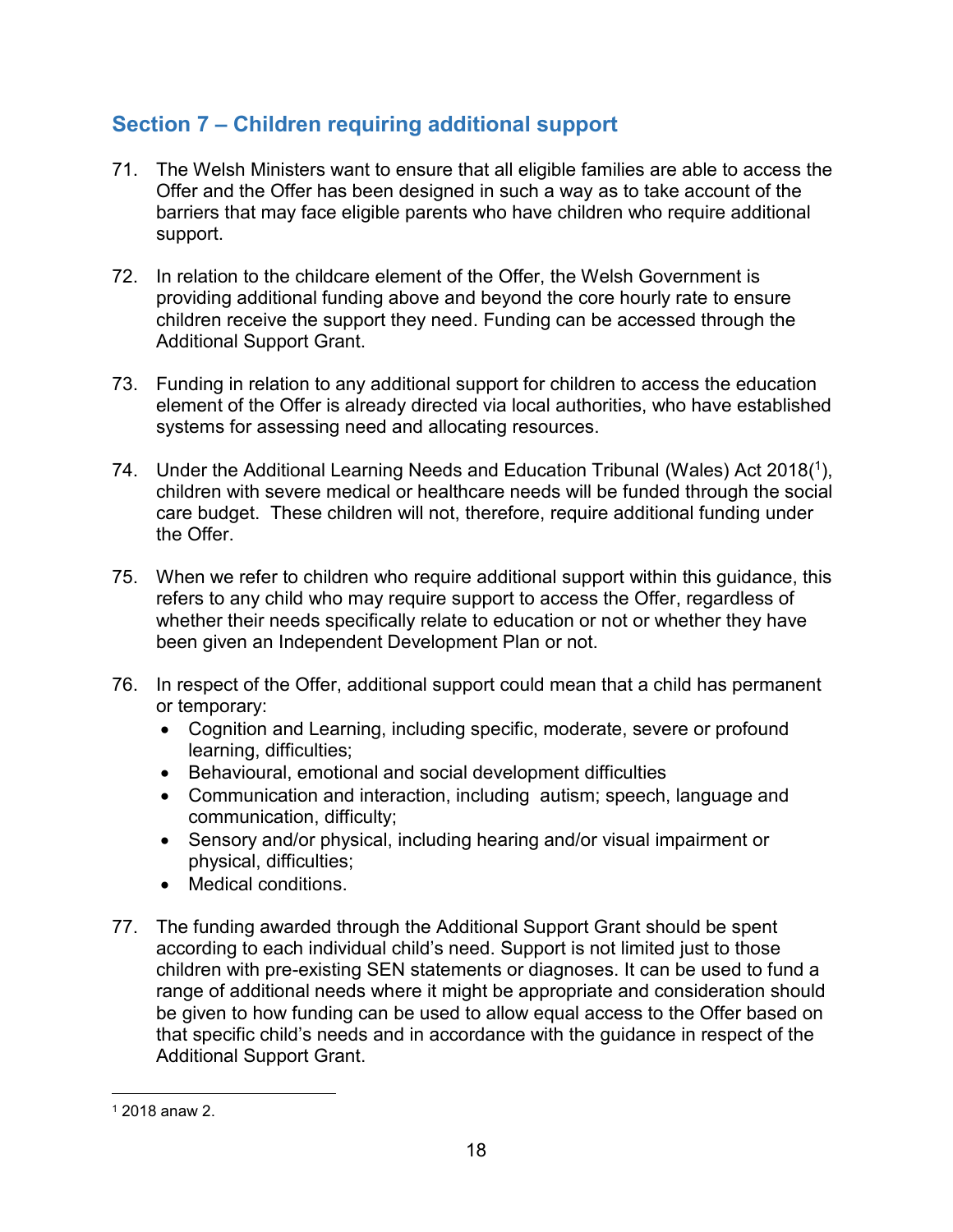## Section 7 – Children requiring additional support

71. The Welsh Ministers want to ensure that all eligible families are able to access the Offer and the Offer has been designed in such a way as to take account of the barriers that may face eligible parents who have children who require additional support.

72. In relation to the childcare element of the Offer, the Welsh Government is providing additional funding above and beyond the core hourly rate to ensure children receive the support they need. Funding can be accessed through the Additional Support Grant.

73. Funding in relation to any additional support for children to access the education element of the Offer is already directed via local authorities, who have established systems for assessing need and allocating resources.

74. Under the Additional Learning Needs and Education Tribunal (Wales) Act 2018([1]), children with severe medical or healthcare needs will be funded through the social care budget. These children will not, therefore, require additional funding under the Offer.

75. When we refer to children who require additional support within this guidance, this refers to any child who may require support to access the Offer, regardless of whether their needs specifically relate to education or not or whether they have been given an Independent Development Plan or not.

76. In respect of the Offer, additional support could mean that a child has permanent or temporary:
    - Cognition and Learning, including specific, moderate, severe or profound learning, difficulties;
    - Behavioural, emotional and social development difficulties
    - Communication and interaction, including autism; speech, language and communication, difficulty;
    - Sensory and/or physical, including hearing and/or visual impairment or physical, difficulties;
    - Medical conditions.

77. The funding awarded through the Additional Support Grant should be spent according to each individual child's need. Support is not limited just to those children with pre-existing SEN statements or diagnoses. It can be used to fund a range of additional needs where it might be appropriate and consideration should be given to how funding can be used to allow equal access to the Offer based on that specific child's needs and in accordance with the guidance in respect of the Additional Support Grant.

---

[1] 2018 anaw 2.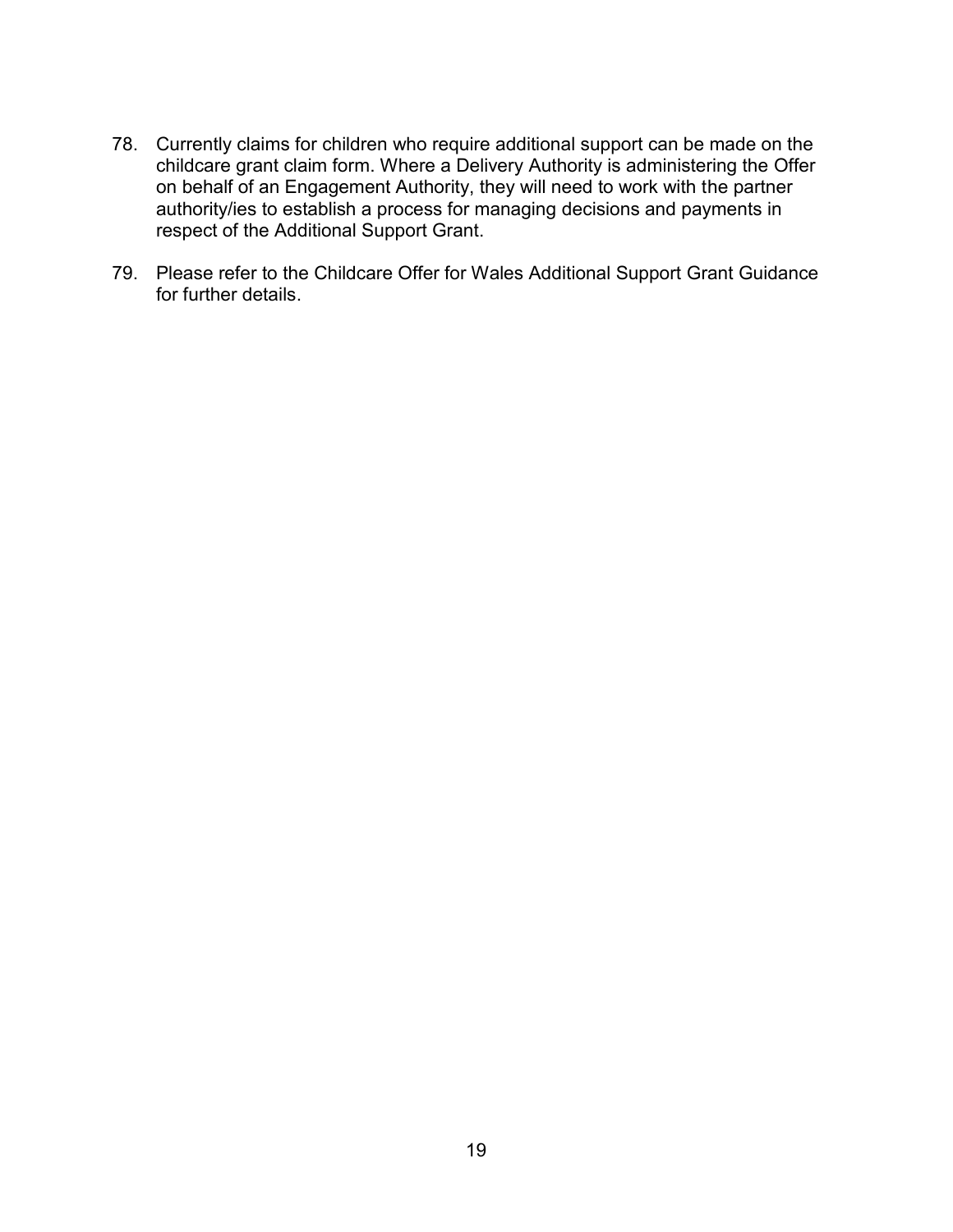78. Currently claims for children who require additional support can be made on the childcare grant claim form. Where a Delivery Authority is administering the Offer on behalf of an Engagement Authority, they will need to work with the partner authority/ies to establish a process for managing decisions and payments in respect of the Additional Support Grant.

79. Please refer to the Childcare Offer for Wales Additional Support Grant Guidance for further details.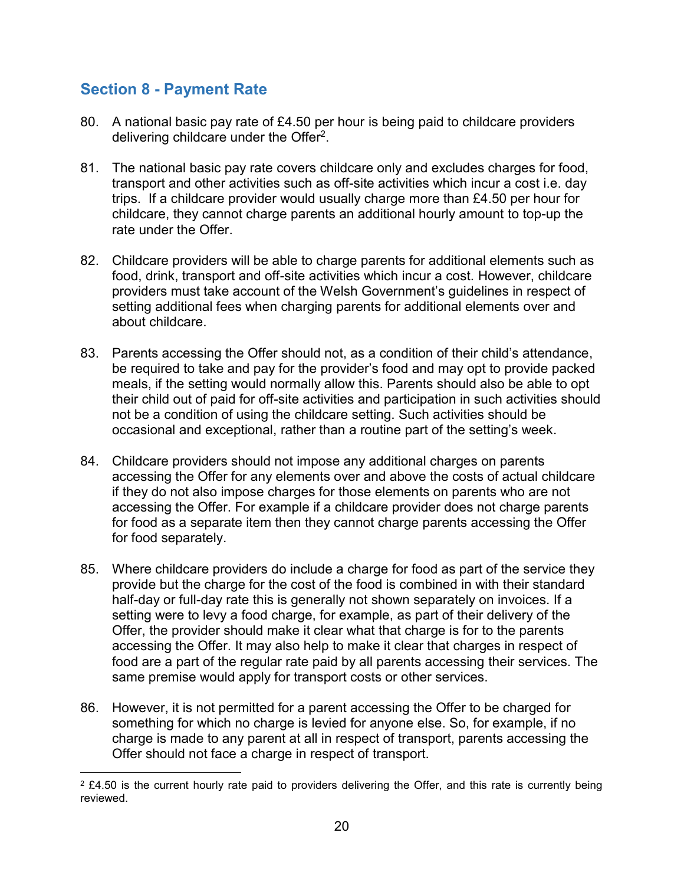## Section 8 - Payment Rate

80. A national basic pay rate of £4.50 per hour is being paid to childcare providers delivering childcare under the Offer[2].

81. The national basic pay rate covers childcare only and excludes charges for food, transport and other activities such as off-site activities which incur a cost i.e. day trips. If a childcare provider would usually charge more than £4.50 per hour for childcare, they cannot charge parents an additional hourly amount to top-up the rate under the Offer.

82. Childcare providers will be able to charge parents for additional elements such as food, drink, transport and off-site activities which incur a cost. However, childcare providers must take account of the Welsh Government's guidelines in respect of setting additional fees when charging parents for additional elements over and about childcare.

83. Parents accessing the Offer should not, as a condition of their child's attendance, be required to take and pay for the provider's food and may opt to provide packed meals, if the setting would normally allow this. Parents should also be able to opt their child out of paid for off-site activities and participation in such activities should not be a condition of using the childcare setting. Such activities should be occasional and exceptional, rather than a routine part of the setting's week.

84. Childcare providers should not impose any additional charges on parents accessing the Offer for any elements over and above the costs of actual childcare if they do not also impose charges for those elements on parents who are not accessing the Offer. For example if a childcare provider does not charge parents for food as a separate item then they cannot charge parents accessing the Offer for food separately.

85. Where childcare providers do include a charge for food as part of the service they provide but the charge for the cost of the food is combined in with their standard half-day or full-day rate this is generally not shown separately on invoices. If a setting were to levy a food charge, for example, as part of their delivery of the Offer, the provider should make it clear what that charge is for to the parents accessing the Offer. It may also help to make it clear that charges in respect of food are a part of the regular rate paid by all parents accessing their services. The same premise would apply for transport costs or other services.

86. However, it is not permitted for a parent accessing the Offer to be charged for something for which no charge is levied for anyone else. So, for example, if no charge is made to any parent at all in respect of transport, parents accessing the Offer should not face a charge in respect of transport.

[2] £4.50 is the current hourly rate paid to providers delivering the Offer, and this rate is currently being reviewed.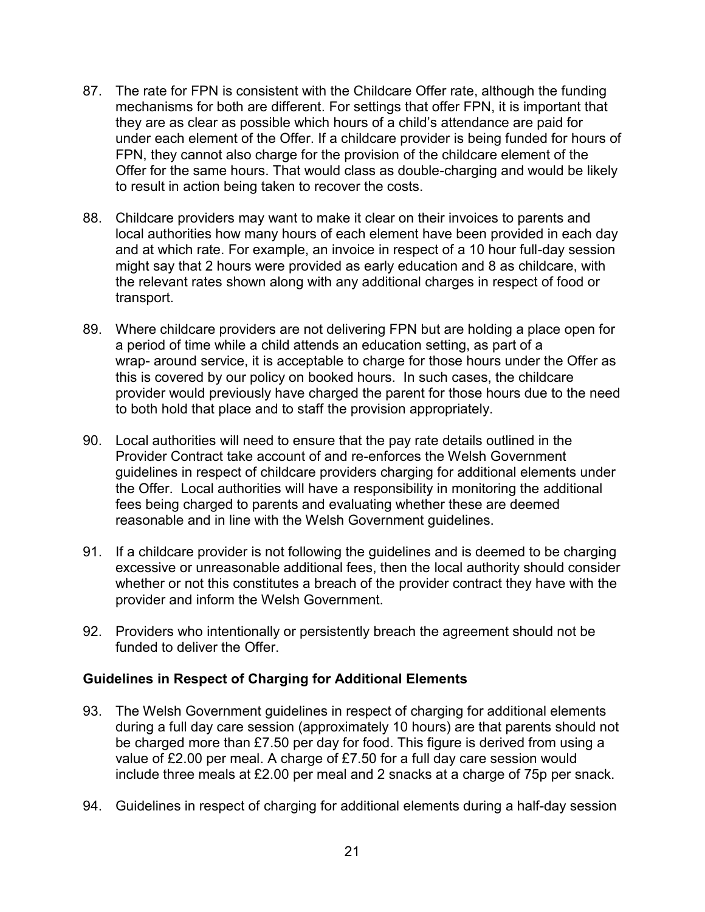87. The rate for FPN is consistent with the Childcare Offer rate, although the funding mechanisms for both are different. For settings that offer FPN, it is important that they are as clear as possible which hours of a child's attendance are paid for under each element of the Offer. If a childcare provider is being funded for hours of FPN, they cannot also charge for the provision of the childcare element of the Offer for the same hours. That would class as double-charging and would be likely to result in action being taken to recover the costs.

88. Childcare providers may want to make it clear on their invoices to parents and local authorities how many hours of each element have been provided in each day and at which rate. For example, an invoice in respect of a 10 hour full-day session might say that 2 hours were provided as early education and 8 as childcare, with the relevant rates shown along with any additional charges in respect of food or transport.

89. Where childcare providers are not delivering FPN but are holding a place open for a period of time while a child attends an education setting, as part of a wrap- around service, it is acceptable to charge for those hours under the Offer as this is covered by our policy on booked hours. In such cases, the childcare provider would previously have charged the parent for those hours due to the need to both hold that place and to staff the provision appropriately.

90. Local authorities will need to ensure that the pay rate details outlined in the Provider Contract take account of and re-enforces the Welsh Government guidelines in respect of childcare providers charging for additional elements under the Offer. Local authorities will have a responsibility in monitoring the additional fees being charged to parents and evaluating whether these are deemed reasonable and in line with the Welsh Government guidelines.

91. If a childcare provider is not following the guidelines and is deemed to be charging excessive or unreasonable additional fees, then the local authority should consider whether or not this constitutes a breach of the provider contract they have with the provider and inform the Welsh Government.

92. Providers who intentionally or persistently breach the agreement should not be funded to deliver the Offer.

**Guidelines in Respect of Charging for Additional Elements**

93. The Welsh Government guidelines in respect of charging for additional elements during a full day care session (approximately 10 hours) are that parents should not be charged more than £7.50 per day for food. This figure is derived from using a value of £2.00 per meal. A charge of £7.50 for a full day care session would include three meals at £2.00 per meal and 2 snacks at a charge of 75p per snack.

94. Guidelines in respect of charging for additional elements during a half-day session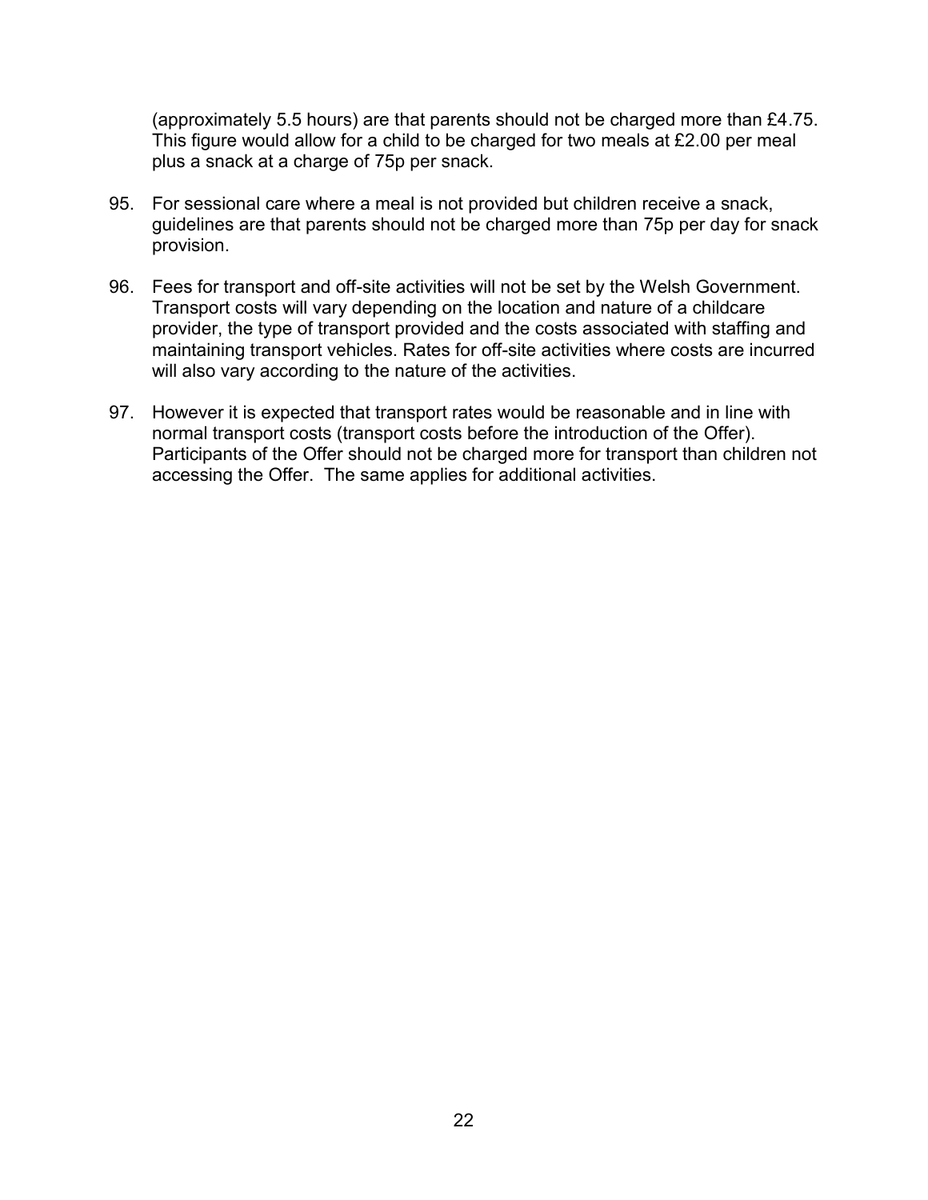(approximately 5.5 hours) are that parents should not be charged more than £4.75. This figure would allow for a child to be charged for two meals at £2.00 per meal plus a snack at a charge of 75p per snack.

95. For sessional care where a meal is not provided but children receive a snack, guidelines are that parents should not be charged more than 75p per day for snack provision.

96. Fees for transport and off-site activities will not be set by the Welsh Government. Transport costs will vary depending on the location and nature of a childcare provider, the type of transport provided and the costs associated with staffing and maintaining transport vehicles. Rates for off-site activities where costs are incurred will also vary according to the nature of the activities.

97. However it is expected that transport rates would be reasonable and in line with normal transport costs (transport costs before the introduction of the Offer). Participants of the Offer should not be charged more for transport than children not accessing the Offer. The same applies for additional activities.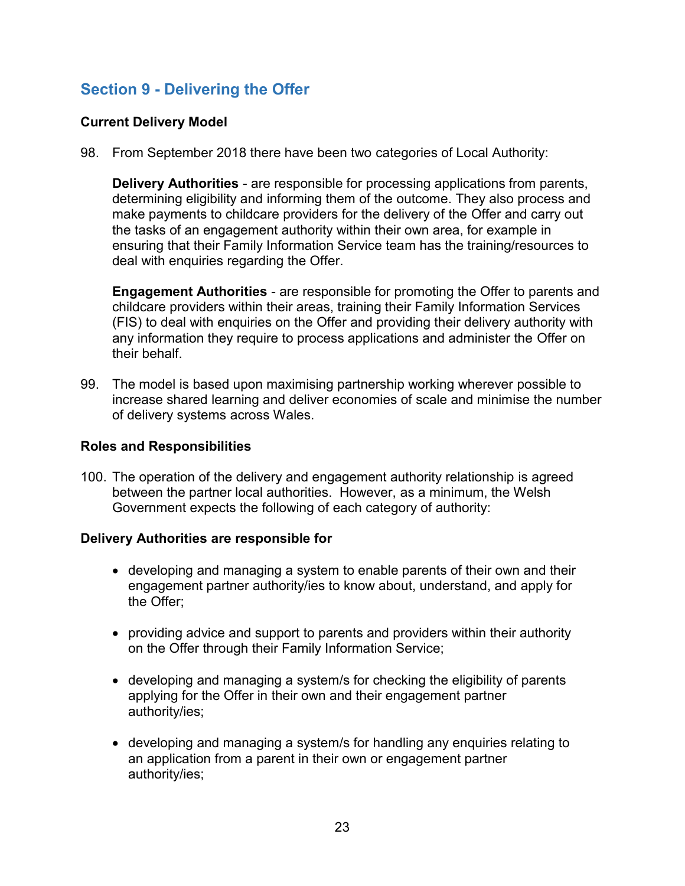## Section 9 - Delivering the Offer

**Current Delivery Model**

98. From September 2018 there have been two categories of Local Authority:

    **Delivery Authorities** - are responsible for processing applications from parents, determining eligibility and informing them of the outcome. They also process and make payments to childcare providers for the delivery of the Offer and carry out the tasks of an engagement authority within their own area, for example in ensuring that their Family Information Service team has the training/resources to deal with enquiries regarding the Offer.

    **Engagement Authorities** - are responsible for promoting the Offer to parents and childcare providers within their areas, training their Family Information Services (FIS) to deal with enquiries on the Offer and providing their delivery authority with any information they require to process applications and administer the Offer on their behalf.

99. The model is based upon maximising partnership working wherever possible to increase shared learning and deliver economies of scale and minimise the number of delivery systems across Wales.

**Roles and Responsibilities**

100. The operation of the delivery and engagement authority relationship is agreed between the partner local authorities. However, as a minimum, the Welsh Government expects the following of each category of authority:

**Delivery Authorities are responsible for**

- developing and managing a system to enable parents of their own and their engagement partner authority/ies to know about, understand, and apply for the Offer;
- providing advice and support to parents and providers within their authority on the Offer through their Family Information Service;
- developing and managing a system/s for checking the eligibility of parents applying for the Offer in their own and their engagement partner authority/ies;
- developing and managing a system/s for handling any enquiries relating to an application from a parent in their own or engagement partner authority/ies;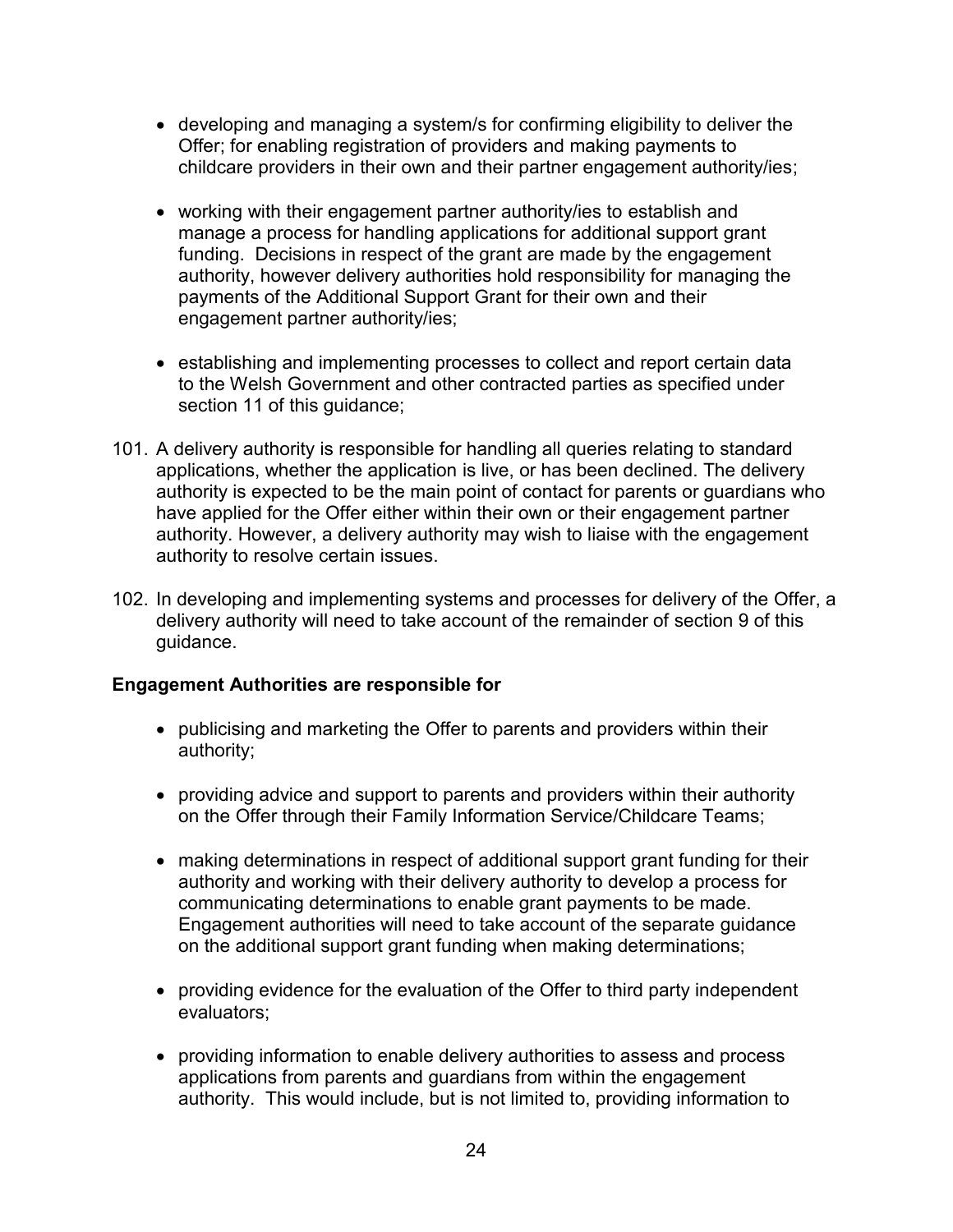- developing and managing a system/s for confirming eligibility to deliver the Offer; for enabling registration of providers and making payments to childcare providers in their own and their partner engagement authority/ies;

- working with their engagement partner authority/ies to establish and manage a process for handling applications for additional support grant funding. Decisions in respect of the grant are made by the engagement authority, however delivery authorities hold responsibility for managing the payments of the Additional Support Grant for their own and their engagement partner authority/ies;

- establishing and implementing processes to collect and report certain data to the Welsh Government and other contracted parties as specified under section 11 of this guidance;

101. A delivery authority is responsible for handling all queries relating to standard applications, whether the application is live, or has been declined. The delivery authority is expected to be the main point of contact for parents or guardians who have applied for the Offer either within their own or their engagement partner authority. However, a delivery authority may wish to liaise with the engagement authority to resolve certain issues.

102. In developing and implementing systems and processes for delivery of the Offer, a delivery authority will need to take account of the remainder of section 9 of this guidance.

**Engagement Authorities are responsible for**

- publicising and marketing the Offer to parents and providers within their authority;

- providing advice and support to parents and providers within their authority on the Offer through their Family Information Service/Childcare Teams;

- making determinations in respect of additional support grant funding for their authority and working with their delivery authority to develop a process for communicating determinations to enable grant payments to be made. Engagement authorities will need to take account of the separate guidance on the additional support grant funding when making determinations;

- providing evidence for the evaluation of the Offer to third party independent evaluators;

- providing information to enable delivery authorities to assess and process applications from parents and guardians from within the engagement authority. This would include, but is not limited to, providing information to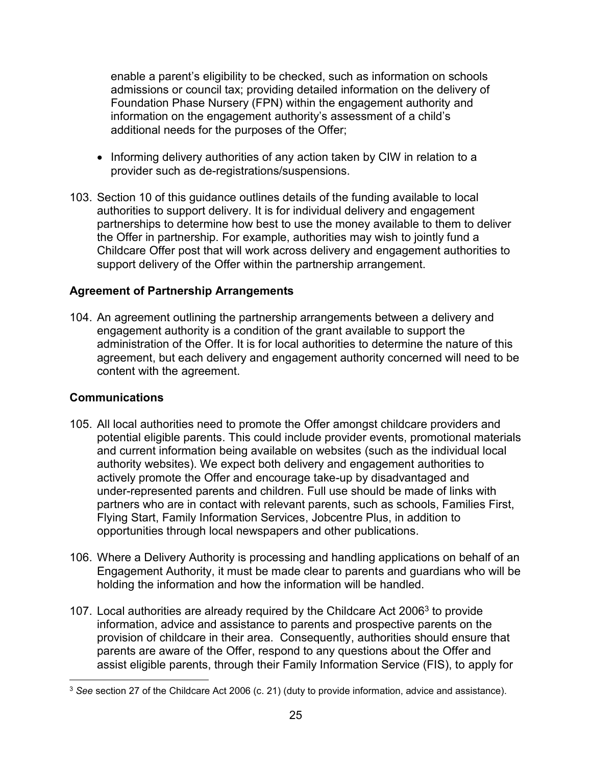enable a parent's eligibility to be checked, such as information on schools admissions or council tax; providing detailed information on the delivery of Foundation Phase Nursery (FPN) within the engagement authority and information on the engagement authority's assessment of a child's additional needs for the purposes of the Offer;

- Informing delivery authorities of any action taken by CIW in relation to a provider such as de-registrations/suspensions.

103. Section 10 of this guidance outlines details of the funding available to local authorities to support delivery. It is for individual delivery and engagement partnerships to determine how best to use the money available to them to deliver the Offer in partnership. For example, authorities may wish to jointly fund a Childcare Offer post that will work across delivery and engagement authorities to support delivery of the Offer within the partnership arrangement.

**Agreement of Partnership Arrangements**

104. An agreement outlining the partnership arrangements between a delivery and engagement authority is a condition of the grant available to support the administration of the Offer. It is for local authorities to determine the nature of this agreement, but each delivery and engagement authority concerned will need to be content with the agreement.

**Communications**

105. All local authorities need to promote the Offer amongst childcare providers and potential eligible parents. This could include provider events, promotional materials and current information being available on websites (such as the individual local authority websites). We expect both delivery and engagement authorities to actively promote the Offer and encourage take-up by disadvantaged and under-represented parents and children. Full use should be made of links with partners who are in contact with relevant parents, such as schools, Families First, Flying Start, Family Information Services, Jobcentre Plus, in addition to opportunities through local newspapers and other publications.

106. Where a Delivery Authority is processing and handling applications on behalf of an Engagement Authority, it must be made clear to parents and guardians who will be holding the information and how the information will be handled.

107. Local authorities are already required by the Childcare Act 2006[3] to provide information, advice and assistance to parents and prospective parents on the provision of childcare in their area. Consequently, authorities should ensure that parents are aware of the Offer, respond to any questions about the Offer and assist eligible parents, through their Family Information Service (FIS), to apply for

[3] *See* section 27 of the Childcare Act 2006 (c. 21) (duty to provide information, advice and assistance).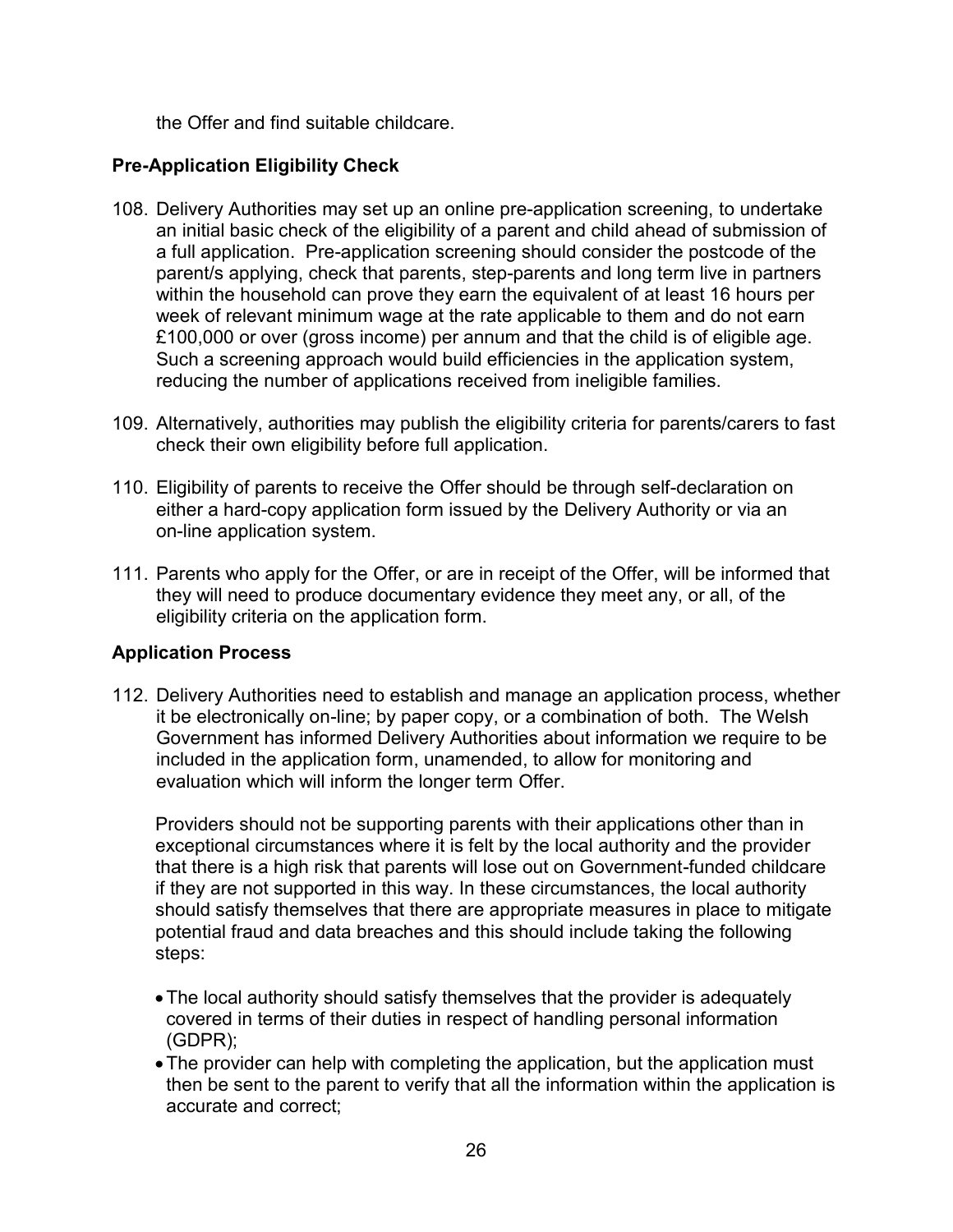the Offer and find suitable childcare.

**Pre-Application Eligibility Check**

108. Delivery Authorities may set up an online pre-application screening, to undertake an initial basic check of the eligibility of a parent and child ahead of submission of a full application. Pre-application screening should consider the postcode of the parent/s applying, check that parents, step-parents and long term live in partners within the household can prove they earn the equivalent of at least 16 hours per week of relevant minimum wage at the rate applicable to them and do not earn £100,000 or over (gross income) per annum and that the child is of eligible age. Such a screening approach would build efficiencies in the application system, reducing the number of applications received from ineligible families.

109. Alternatively, authorities may publish the eligibility criteria for parents/carers to fast check their own eligibility before full application.

110. Eligibility of parents to receive the Offer should be through self-declaration on either a hard-copy application form issued by the Delivery Authority or via an on-line application system.

111. Parents who apply for the Offer, or are in receipt of the Offer, will be informed that they will need to produce documentary evidence they meet any, or all, of the eligibility criteria on the application form.

**Application Process**

112. Delivery Authorities need to establish and manage an application process, whether it be electronically on-line; by paper copy, or a combination of both. The Welsh Government has informed Delivery Authorities about information we require to be included in the application form, unamended, to allow for monitoring and evaluation which will inform the longer term Offer.

     Providers should not be supporting parents with their applications other than in exceptional circumstances where it is felt by the local authority and the provider that there is a high risk that parents will lose out on Government-funded childcare if they are not supported in this way. In these circumstances, the local authority should satisfy themselves that there are appropriate measures in place to mitigate potential fraud and data breaches and this should include taking the following steps:

     - The local authority should satisfy themselves that the provider is adequately covered in terms of their duties in respect of handling personal information (GDPR);
     - The provider can help with completing the application, but the application must then be sent to the parent to verify that all the information within the application is accurate and correct;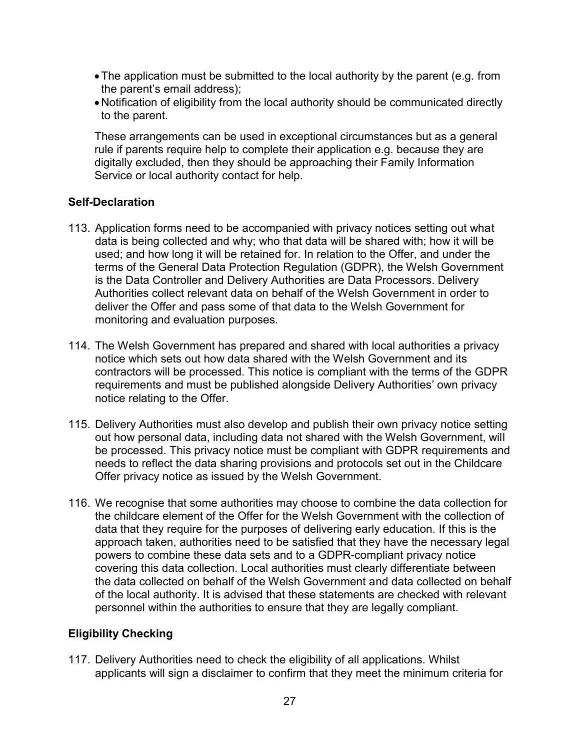- The application must be submitted to the local authority by the parent (e.g. from the parent's email address);
- Notification of eligibility from the local authority should be communicated directly to the parent.

These arrangements can be used in exceptional circumstances but as a general rule if parents require help to complete their application e.g. because they are digitally excluded, then they should be approaching their Family Information Service or local authority contact for help.

**Self-Declaration**

113. Application forms need to be accompanied with privacy notices setting out what data is being collected and why; who that data will be shared with; how it will be used; and how long it will be retained for. In relation to the Offer, and under the terms of the General Data Protection Regulation (GDPR), the Welsh Government is the Data Controller and Delivery Authorities are Data Processors. Delivery Authorities collect relevant data on behalf of the Welsh Government in order to deliver the Offer and pass some of that data to the Welsh Government for monitoring and evaluation purposes.

114. The Welsh Government has prepared and shared with local authorities a privacy notice which sets out how data shared with the Welsh Government and its contractors will be processed. This notice is compliant with the terms of the GDPR requirements and must be published alongside Delivery Authorities' own privacy notice relating to the Offer.

115. Delivery Authorities must also develop and publish their own privacy notice setting out how personal data, including data not shared with the Welsh Government, will be processed. This privacy notice must be compliant with GDPR requirements and needs to reflect the data sharing provisions and protocols set out in the Childcare Offer privacy notice as issued by the Welsh Government.

116. We recognise that some authorities may choose to combine the data collection for the childcare element of the Offer for the Welsh Government with the collection of data that they require for the purposes of delivering early education. If this is the approach taken, authorities need to be satisfied that they have the necessary legal powers to combine these data sets and to a GDPR-compliant privacy notice covering this data collection. Local authorities must clearly differentiate between the data collected on behalf of the Welsh Government and data collected on behalf of the local authority. It is advised that these statements are checked with relevant personnel within the authorities to ensure that they are legally compliant.

**Eligibility Checking**

117. Delivery Authorities need to check the eligibility of all applications. Whilst applicants will sign a disclaimer to confirm that they meet the minimum criteria for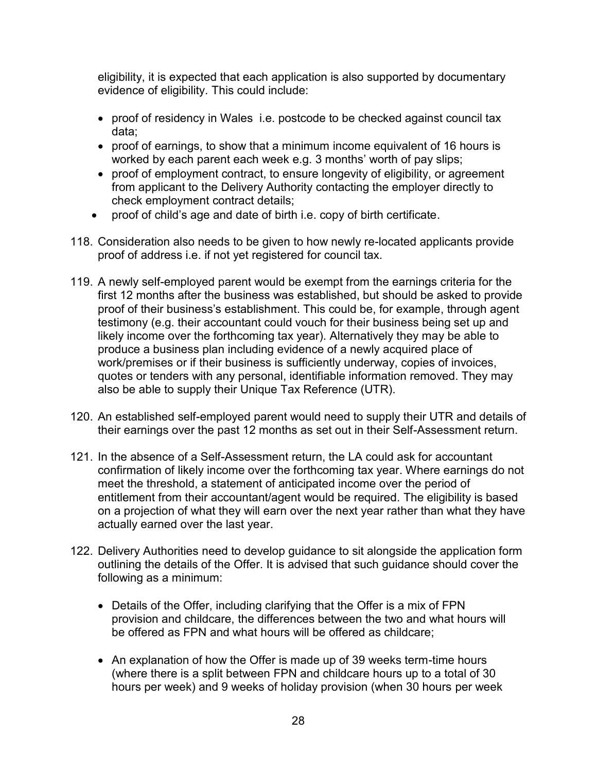eligibility, it is expected that each application is also supported by documentary evidence of eligibility. This could include:

- proof of residency in Wales i.e. postcode to be checked against council tax data;
- proof of earnings, to show that a minimum income equivalent of 16 hours is worked by each parent each week e.g. 3 months' worth of pay slips;
- proof of employment contract, to ensure longevity of eligibility, or agreement from applicant to the Delivery Authority contacting the employer directly to check employment contract details;
- proof of child's age and date of birth i.e. copy of birth certificate.

118. Consideration also needs to be given to how newly re-located applicants provide proof of address i.e. if not yet registered for council tax.

119. A newly self-employed parent would be exempt from the earnings criteria for the first 12 months after the business was established, but should be asked to provide proof of their business's establishment. This could be, for example, through agent testimony (e.g. their accountant could vouch for their business being set up and likely income over the forthcoming tax year). Alternatively they may be able to produce a business plan including evidence of a newly acquired place of work/premises or if their business is sufficiently underway, copies of invoices, quotes or tenders with any personal, identifiable information removed. They may also be able to supply their Unique Tax Reference (UTR).

120. An established self-employed parent would need to supply their UTR and details of their earnings over the past 12 months as set out in their Self-Assessment return.

121. In the absence of a Self-Assessment return, the LA could ask for accountant confirmation of likely income over the forthcoming tax year. Where earnings do not meet the threshold, a statement of anticipated income over the period of entitlement from their accountant/agent would be required. The eligibility is based on a projection of what they will earn over the next year rather than what they have actually earned over the last year.

122. Delivery Authorities need to develop guidance to sit alongside the application form outlining the details of the Offer. It is advised that such guidance should cover the following as a minimum:

    - Details of the Offer, including clarifying that the Offer is a mix of FPN provision and childcare, the differences between the two and what hours will be offered as FPN and what hours will be offered as childcare;

    - An explanation of how the Offer is made up of 39 weeks term-time hours (where there is a split between FPN and childcare hours up to a total of 30 hours per week) and 9 weeks of holiday provision (when 30 hours per week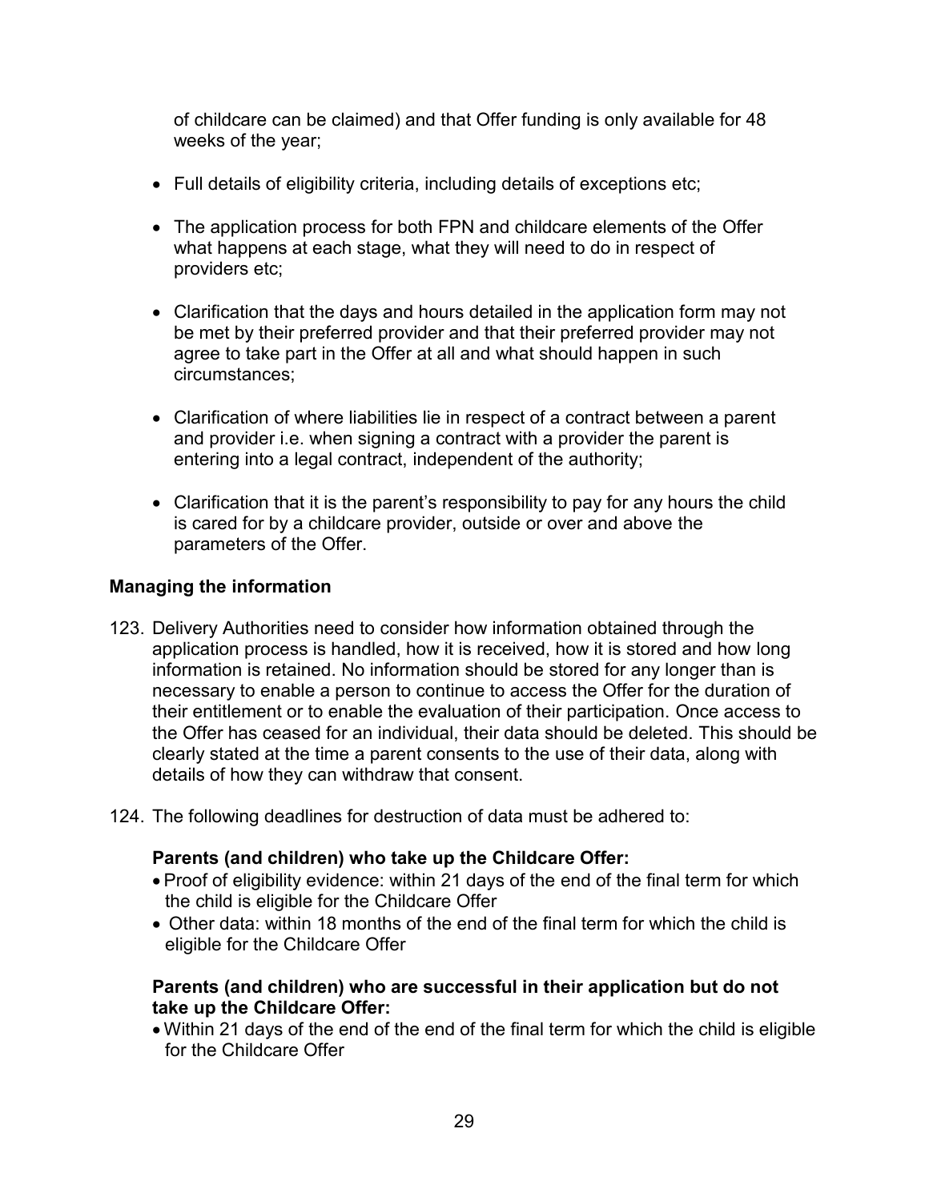of childcare can be claimed) and that Offer funding is only available for 48 weeks of the year;

- Full details of eligibility criteria, including details of exceptions etc;
- The application process for both FPN and childcare elements of the Offer what happens at each stage, what they will need to do in respect of providers etc;
- Clarification that the days and hours detailed in the application form may not be met by their preferred provider and that their preferred provider may not agree to take part in the Offer at all and what should happen in such circumstances;
- Clarification of where liabilities lie in respect of a contract between a parent and provider i.e. when signing a contract with a provider the parent is entering into a legal contract, independent of the authority;
- Clarification that it is the parent's responsibility to pay for any hours the child is cared for by a childcare provider, outside or over and above the parameters of the Offer.

**Managing the information**

123. Delivery Authorities need to consider how information obtained through the application process is handled, how it is received, how it is stored and how long information is retained. No information should be stored for any longer than is necessary to enable a person to continue to access the Offer for the duration of their entitlement or to enable the evaluation of their participation. Once access to the Offer has ceased for an individual, their data should be deleted. This should be clearly stated at the time a parent consents to the use of their data, along with details of how they can withdraw that consent.

124. The following deadlines for destruction of data must be adhered to:

**Parents (and children) who take up the Childcare Offer:**

- Proof of eligibility evidence: within 21 days of the end of the final term for which the child is eligible for the Childcare Offer
- Other data: within 18 months of the end of the final term for which the child is eligible for the Childcare Offer

**Parents (and children) who are successful in their application but do not take up the Childcare Offer:**

- Within 21 days of the end of the end of the final term for which the child is eligible for the Childcare Offer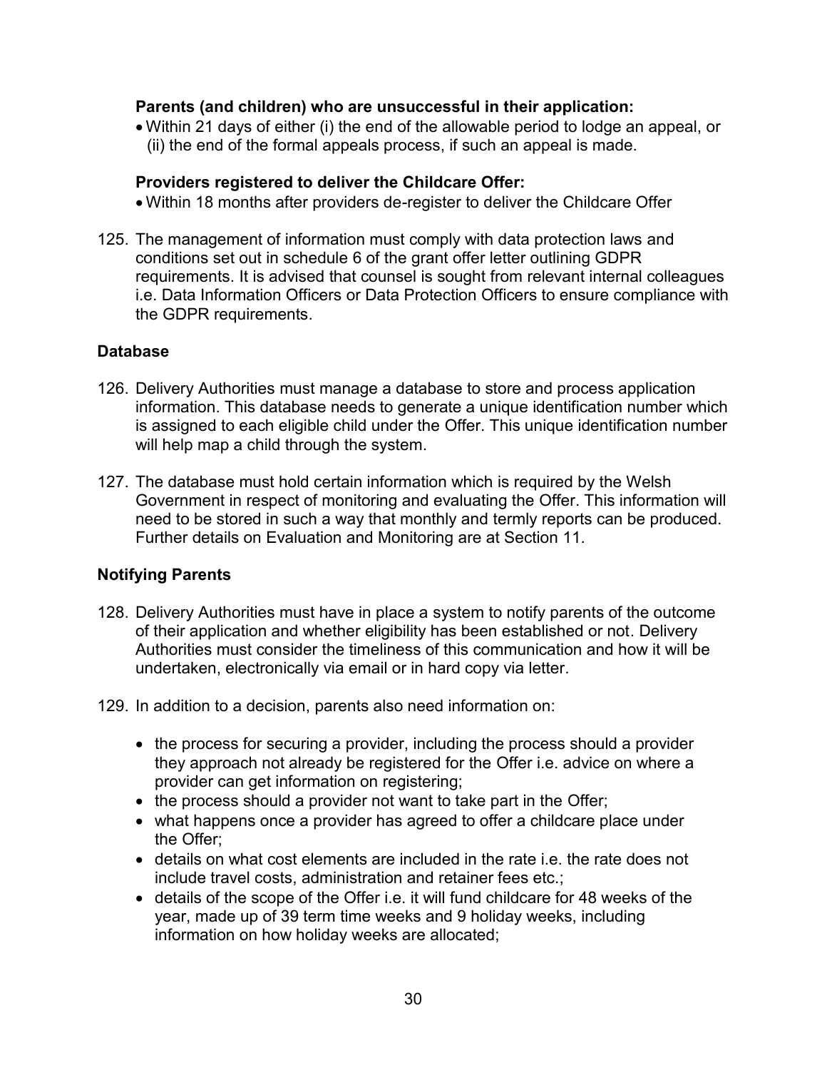**Parents (and children) who are unsuccessful in their application:**

- Within 21 days of either (i) the end of the allowable period to lodge an appeal, or (ii) the end of the formal appeals process, if such an appeal is made.

**Providers registered to deliver the Childcare Offer:**

- Within 18 months after providers de-register to deliver the Childcare Offer

125. The management of information must comply with data protection laws and conditions set out in schedule 6 of the grant offer letter outlining GDPR requirements. It is advised that counsel is sought from relevant internal colleagues i.e. Data Information Officers or Data Protection Officers to ensure compliance with the GDPR requirements.

### Database

126. Delivery Authorities must manage a database to store and process application information. This database needs to generate a unique identification number which is assigned to each eligible child under the Offer. This unique identification number will help map a child through the system.

127. The database must hold certain information which is required by the Welsh Government in respect of monitoring and evaluating the Offer. This information will need to be stored in such a way that monthly and termly reports can be produced. Further details on Evaluation and Monitoring are at Section 11.

### Notifying Parents

128. Delivery Authorities must have in place a system to notify parents of the outcome of their application and whether eligibility has been established or not. Delivery Authorities must consider the timeliness of this communication and how it will be undertaken, electronically via email or in hard copy via letter.

129. In addition to a decision, parents also need information on:

    - the process for securing a provider, including the process should a provider they approach not already be registered for the Offer i.e. advice on where a provider can get information on registering;
    - the process should a provider not want to take part in the Offer;
    - what happens once a provider has agreed to offer a childcare place under the Offer;
    - details on what cost elements are included in the rate i.e. the rate does not include travel costs, administration and retainer fees etc.;
    - details of the scope of the Offer i.e. it will fund childcare for 48 weeks of the year, made up of 39 term time weeks and 9 holiday weeks, including information on how holiday weeks are allocated;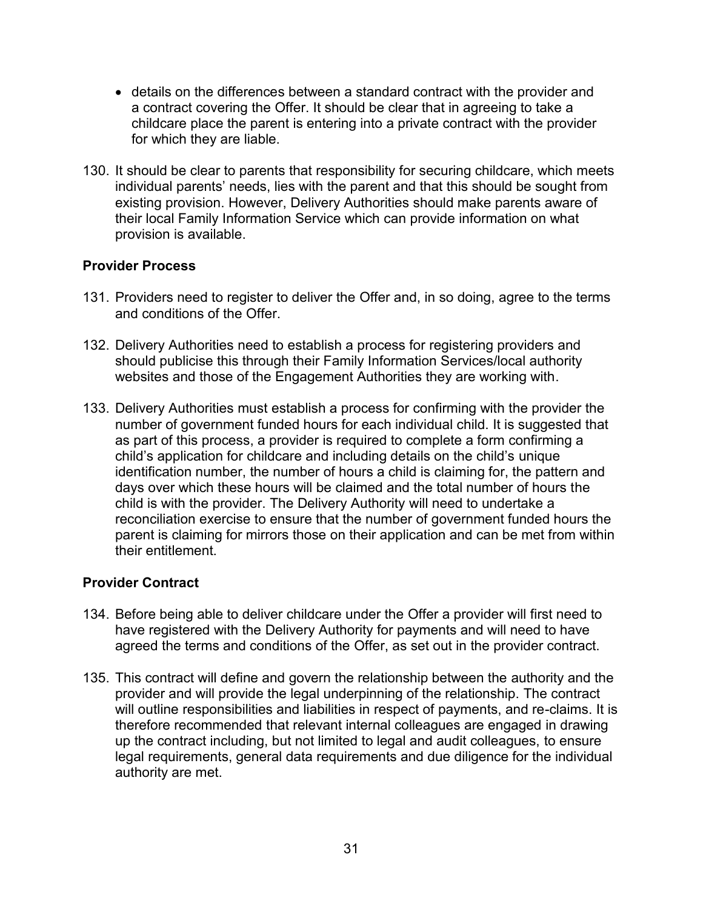- details on the differences between a standard contract with the provider and a contract covering the Offer. It should be clear that in agreeing to take a childcare place the parent is entering into a private contract with the provider for which they are liable.

130. It should be clear to parents that responsibility for securing childcare, which meets individual parents' needs, lies with the parent and that this should be sought from existing provision. However, Delivery Authorities should make parents aware of their local Family Information Service which can provide information on what provision is available.

**Provider Process**

131. Providers need to register to deliver the Offer and, in so doing, agree to the terms and conditions of the Offer.

132. Delivery Authorities need to establish a process for registering providers and should publicise this through their Family Information Services/local authority websites and those of the Engagement Authorities they are working with.

133. Delivery Authorities must establish a process for confirming with the provider the number of government funded hours for each individual child. It is suggested that as part of this process, a provider is required to complete a form confirming a child's application for childcare and including details on the child's unique identification number, the number of hours a child is claiming for, the pattern and days over which these hours will be claimed and the total number of hours the child is with the provider. The Delivery Authority will need to undertake a reconciliation exercise to ensure that the number of government funded hours the parent is claiming for mirrors those on their application and can be met from within their entitlement.

**Provider Contract**

134. Before being able to deliver childcare under the Offer a provider will first need to have registered with the Delivery Authority for payments and will need to have agreed the terms and conditions of the Offer, as set out in the provider contract.

135. This contract will define and govern the relationship between the authority and the provider and will provide the legal underpinning of the relationship. The contract will outline responsibilities and liabilities in respect of payments, and re-claims. It is therefore recommended that relevant internal colleagues are engaged in drawing up the contract including, but not limited to legal and audit colleagues, to ensure legal requirements, general data requirements and due diligence for the individual authority are met.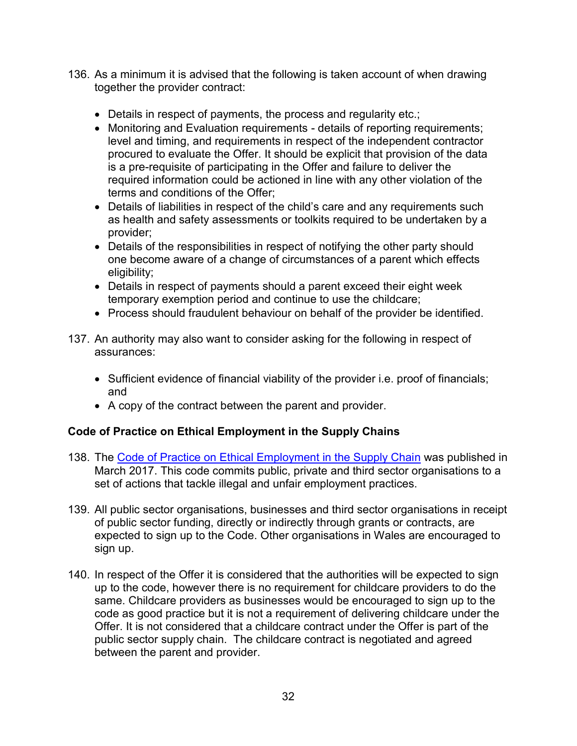136. As a minimum it is advised that the following is taken account of when drawing together the provider contract:

    - Details in respect of payments, the process and regularity etc.;
    - Monitoring and Evaluation requirements - details of reporting requirements; level and timing, and requirements in respect of the independent contractor procured to evaluate the Offer. It should be explicit that provision of the data is a pre-requisite of participating in the Offer and failure to deliver the required information could be actioned in line with any other violation of the terms and conditions of the Offer;
    - Details of liabilities in respect of the child's care and any requirements such as health and safety assessments or toolkits required to be undertaken by a provider;
    - Details of the responsibilities in respect of notifying the other party should one become aware of a change of circumstances of a parent which effects eligibility;
    - Details in respect of payments should a parent exceed their eight week temporary exemption period and continue to use the childcare;
    - Process should fraudulent behaviour on behalf of the provider be identified.

137. An authority may also want to consider asking for the following in respect of assurances:

    - Sufficient evidence of financial viability of the provider i.e. proof of financials; and
    - A copy of the contract between the parent and provider.

**Code of Practice on Ethical Employment in the Supply Chains**

138. The [Code of Practice on Ethical Employment in the Supply Chain]() was published in March 2017. This code commits public, private and third sector organisations to a set of actions that tackle illegal and unfair employment practices.

139. All public sector organisations, businesses and third sector organisations in receipt of public sector funding, directly or indirectly through grants or contracts, are expected to sign up to the Code. Other organisations in Wales are encouraged to sign up.

140. In respect of the Offer it is considered that the authorities will be expected to sign up to the code, however there is no requirement for childcare providers to do the same. Childcare providers as businesses would be encouraged to sign up to the code as good practice but it is not a requirement of delivering childcare under the Offer. It is not considered that a childcare contract under the Offer is part of the public sector supply chain. The childcare contract is negotiated and agreed between the parent and provider.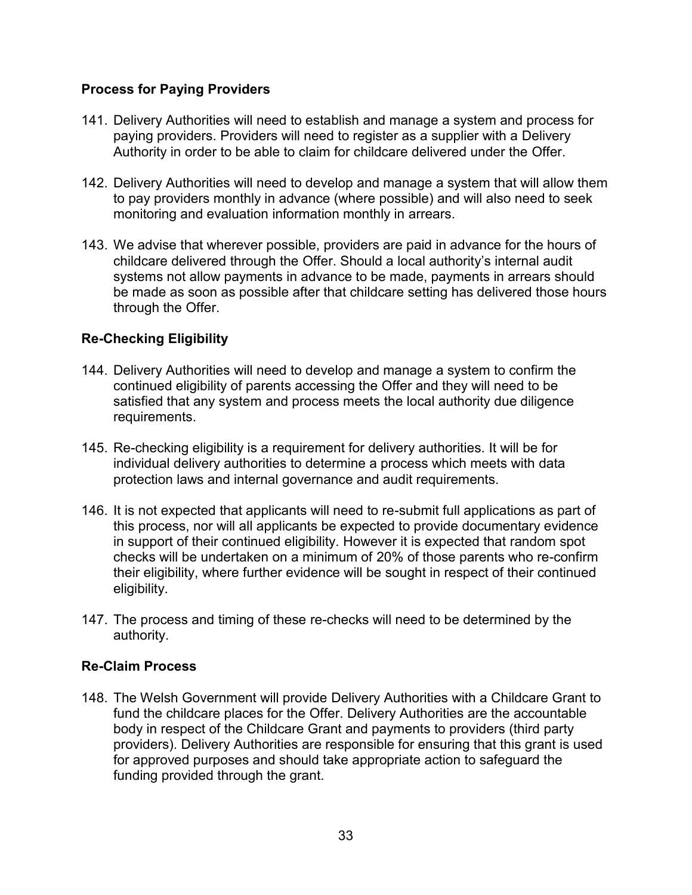**Process for Paying Providers**

141. Delivery Authorities will need to establish and manage a system and process for paying providers. Providers will need to register as a supplier with a Delivery Authority in order to be able to claim for childcare delivered under the Offer.

142. Delivery Authorities will need to develop and manage a system that will allow them to pay providers monthly in advance (where possible) and will also need to seek monitoring and evaluation information monthly in arrears.

143. We advise that wherever possible, providers are paid in advance for the hours of childcare delivered through the Offer. Should a local authority's internal audit systems not allow payments in advance to be made, payments in arrears should be made as soon as possible after that childcare setting has delivered those hours through the Offer.

**Re-Checking Eligibility**

144. Delivery Authorities will need to develop and manage a system to confirm the continued eligibility of parents accessing the Offer and they will need to be satisfied that any system and process meets the local authority due diligence requirements.

145. Re-checking eligibility is a requirement for delivery authorities. It will be for individual delivery authorities to determine a process which meets with data protection laws and internal governance and audit requirements.

146. It is not expected that applicants will need to re-submit full applications as part of this process, nor will all applicants be expected to provide documentary evidence in support of their continued eligibility. However it is expected that random spot checks will be undertaken on a minimum of 20% of those parents who re-confirm their eligibility, where further evidence will be sought in respect of their continued eligibility.

147. The process and timing of these re-checks will need to be determined by the authority.

**Re-Claim Process**

148. The Welsh Government will provide Delivery Authorities with a Childcare Grant to fund the childcare places for the Offer. Delivery Authorities are the accountable body in respect of the Childcare Grant and payments to providers (third party providers). Delivery Authorities are responsible for ensuring that this grant is used for approved purposes and should take appropriate action to safeguard the funding provided through the grant.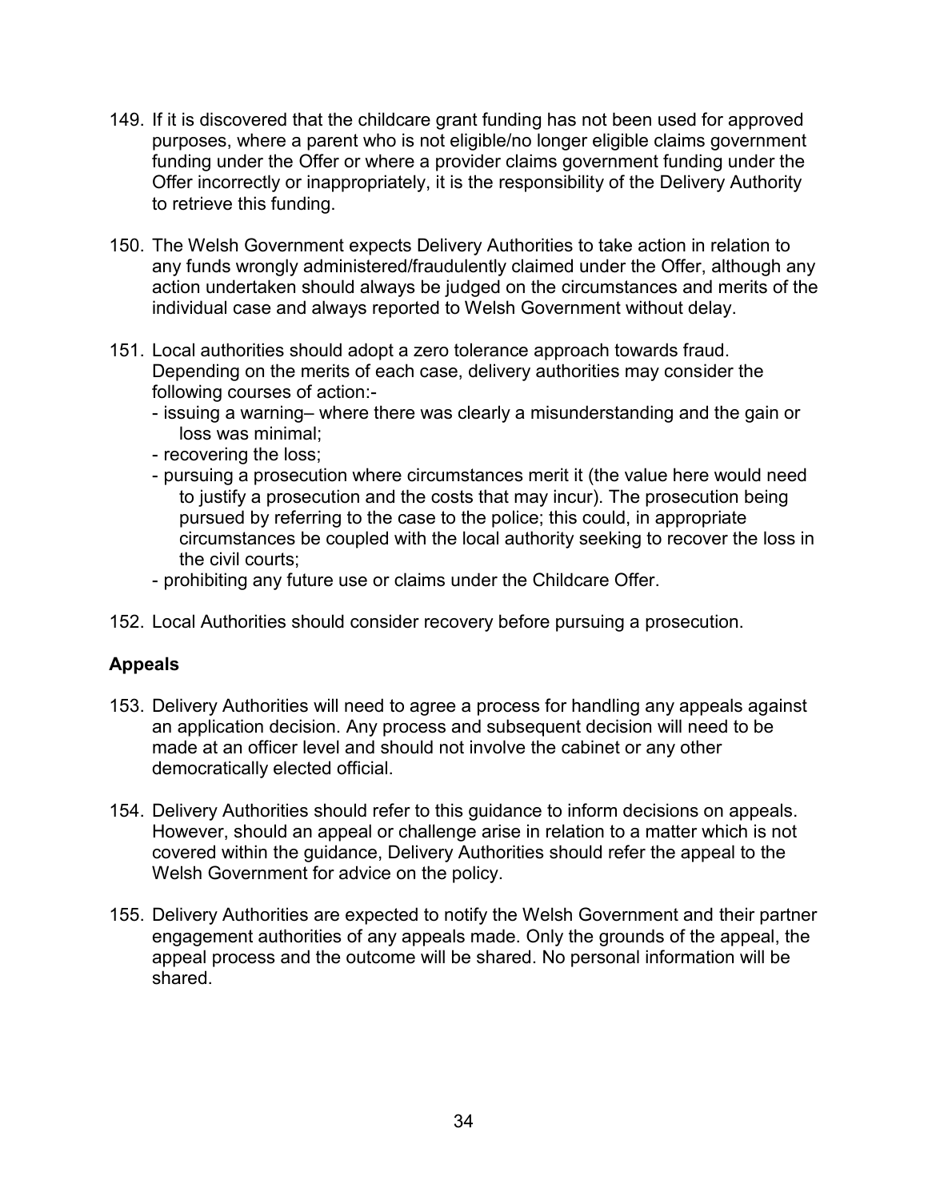149. If it is discovered that the childcare grant funding has not been used for approved purposes, where a parent who is not eligible/no longer eligible claims government funding under the Offer or where a provider claims government funding under the Offer incorrectly or inappropriately, it is the responsibility of the Delivery Authority to retrieve this funding.

150. The Welsh Government expects Delivery Authorities to take action in relation to any funds wrongly administered/fraudulently claimed under the Offer, although any action undertaken should always be judged on the circumstances and merits of the individual case and always reported to Welsh Government without delay.

151. Local authorities should adopt a zero tolerance approach towards fraud. Depending on the merits of each case, delivery authorities may consider the following courses of action:-
    - issuing a warning– where there was clearly a misunderstanding and the gain or loss was minimal;
    - recovering the loss;
    - pursuing a prosecution where circumstances merit it (the value here would need to justify a prosecution and the costs that may incur). The prosecution being pursued by referring to the case to the police; this could, in appropriate circumstances be coupled with the local authority seeking to recover the loss in the civil courts;
    - prohibiting any future use or claims under the Childcare Offer.

152. Local Authorities should consider recovery before pursuing a prosecution.

**Appeals**

153. Delivery Authorities will need to agree a process for handling any appeals against an application decision. Any process and subsequent decision will need to be made at an officer level and should not involve the cabinet or any other democratically elected official.

154. Delivery Authorities should refer to this guidance to inform decisions on appeals. However, should an appeal or challenge arise in relation to a matter which is not covered within the guidance, Delivery Authorities should refer the appeal to the Welsh Government for advice on the policy.

155. Delivery Authorities are expected to notify the Welsh Government and their partner engagement authorities of any appeals made. Only the grounds of the appeal, the appeal process and the outcome will be shared. No personal information will be shared.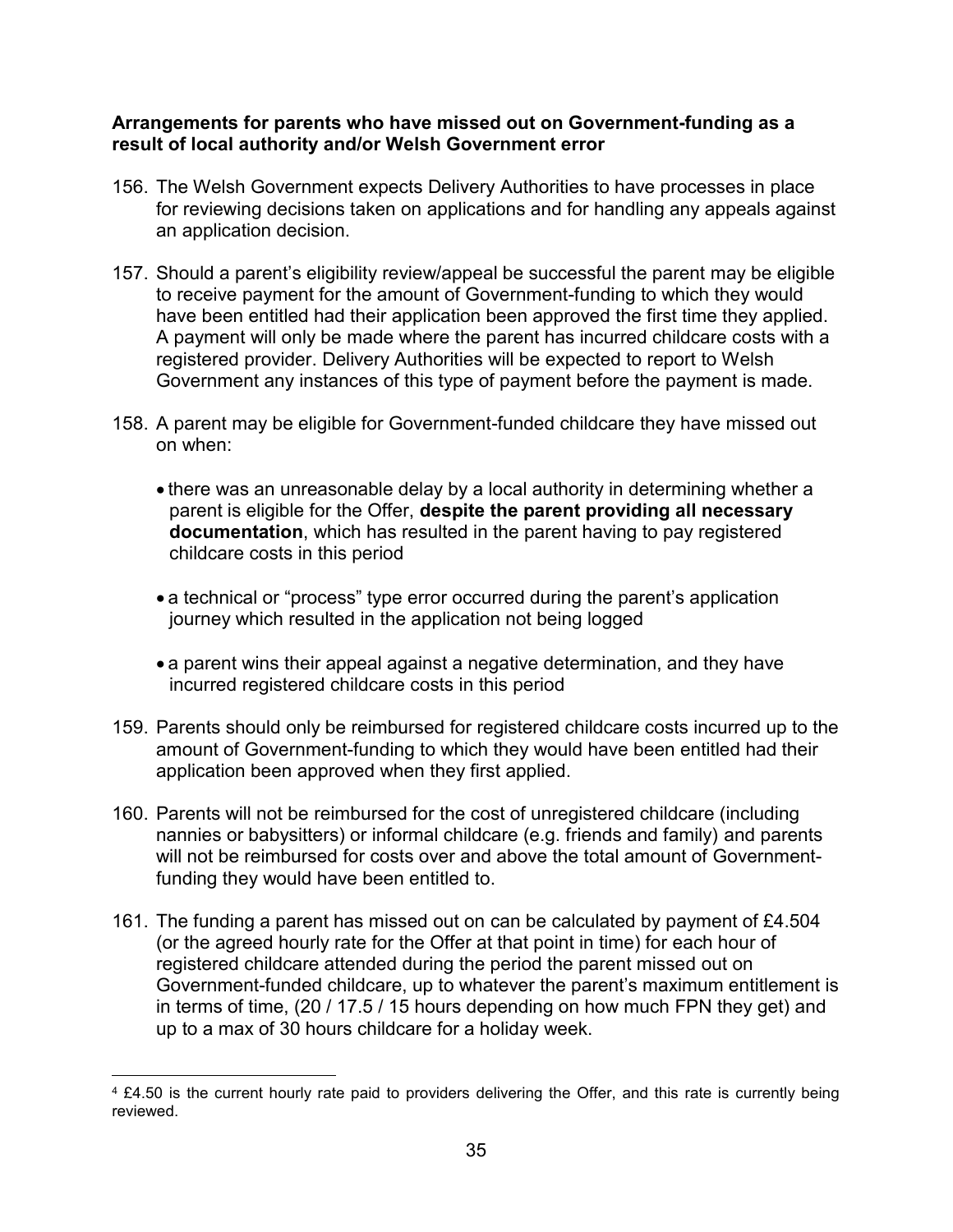**Arrangements for parents who have missed out on Government-funding as a result of local authority and/or Welsh Government error**

156. The Welsh Government expects Delivery Authorities to have processes in place for reviewing decisions taken on applications and for handling any appeals against an application decision.

157. Should a parent's eligibility review/appeal be successful the parent may be eligible to receive payment for the amount of Government-funding to which they would have been entitled had their application been approved the first time they applied. A payment will only be made where the parent has incurred childcare costs with a registered provider. Delivery Authorities will be expected to report to Welsh Government any instances of this type of payment before the payment is made.

158. A parent may be eligible for Government-funded childcare they have missed out on when:

    - there was an unreasonable delay by a local authority in determining whether a parent is eligible for the Offer, **despite the parent providing all necessary documentation**, which has resulted in the parent having to pay registered childcare costs in this period
    - a technical or "process" type error occurred during the parent's application journey which resulted in the application not being logged
    - a parent wins their appeal against a negative determination, and they have incurred registered childcare costs in this period

159. Parents should only be reimbursed for registered childcare costs incurred up to the amount of Government-funding to which they would have been entitled had their application been approved when they first applied.

160. Parents will not be reimbursed for the cost of unregistered childcare (including nannies or babysitters) or informal childcare (e.g. friends and family) and parents will not be reimbursed for costs over and above the total amount of Government-funding they would have been entitled to.

161. The funding a parent has missed out on can be calculated by payment of £4.50[4] (or the agreed hourly rate for the Offer at that point in time) for each hour of registered childcare attended during the period the parent missed out on Government-funded childcare, up to whatever the parent's maximum entitlement is in terms of time, (20 / 17.5 / 15 hours depending on how much FPN they get) and up to a max of 30 hours childcare for a holiday week.

[4] £4.50 is the current hourly rate paid to providers delivering the Offer, and this rate is currently being reviewed.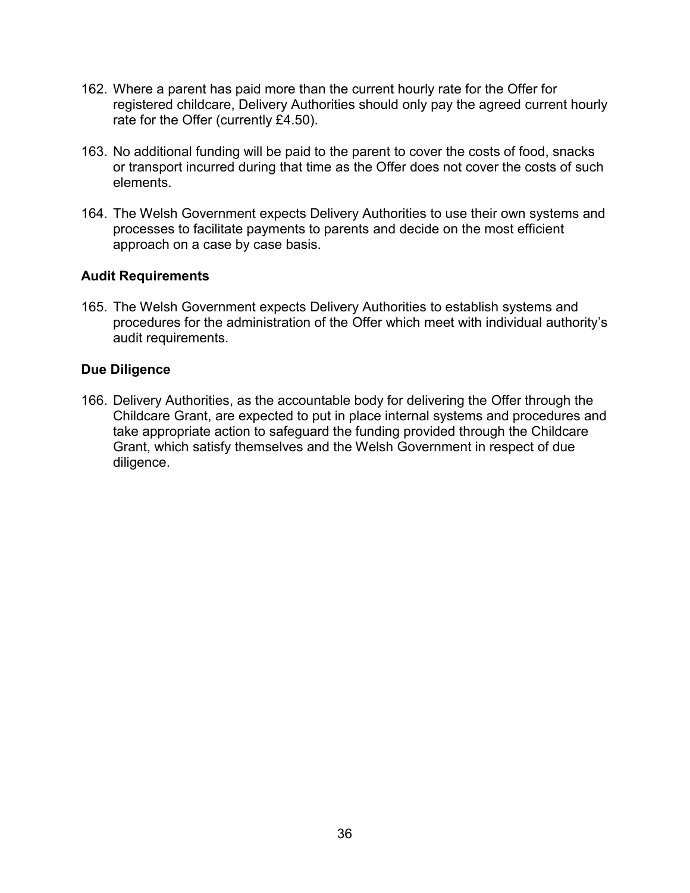162. Where a parent has paid more than the current hourly rate for the Offer for registered childcare, Delivery Authorities should only pay the agreed current hourly rate for the Offer (currently £4.50).

163. No additional funding will be paid to the parent to cover the costs of food, snacks or transport incurred during that time as the Offer does not cover the costs of such elements.

164. The Welsh Government expects Delivery Authorities to use their own systems and processes to facilitate payments to parents and decide on the most efficient approach on a case by case basis.

**Audit Requirements**

165. The Welsh Government expects Delivery Authorities to establish systems and procedures for the administration of the Offer which meet with individual authority's audit requirements.

**Due Diligence**

166. Delivery Authorities, as the accountable body for delivering the Offer through the Childcare Grant, are expected to put in place internal systems and procedures and take appropriate action to safeguard the funding provided through the Childcare Grant, which satisfy themselves and the Welsh Government in respect of due diligence.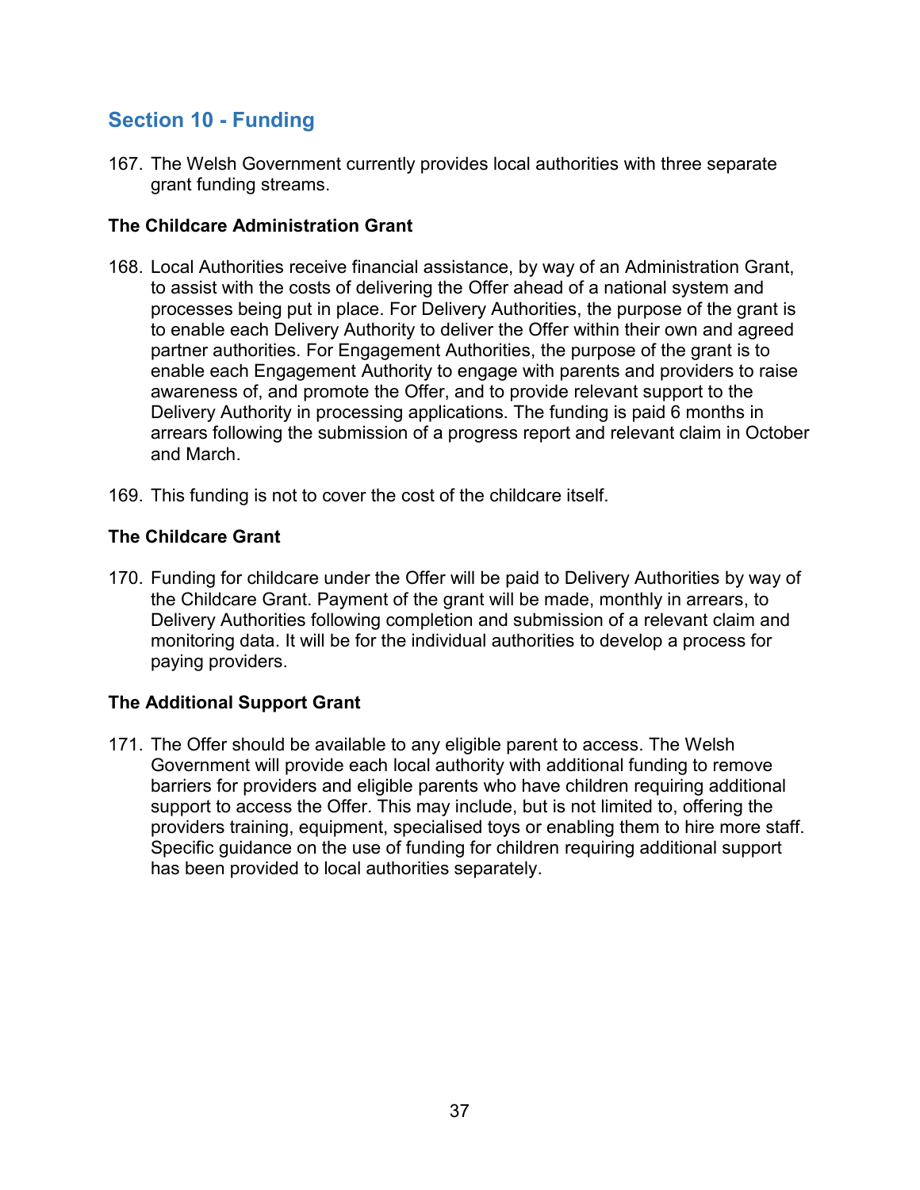## Section 10 - Funding

167. The Welsh Government currently provides local authorities with three separate grant funding streams.

**The Childcare Administration Grant**

168. Local Authorities receive financial assistance, by way of an Administration Grant, to assist with the costs of delivering the Offer ahead of a national system and processes being put in place. For Delivery Authorities, the purpose of the grant is to enable each Delivery Authority to deliver the Offer within their own and agreed partner authorities. For Engagement Authorities, the purpose of the grant is to enable each Engagement Authority to engage with parents and providers to raise awareness of, and promote the Offer, and to provide relevant support to the Delivery Authority in processing applications. The funding is paid 6 months in arrears following the submission of a progress report and relevant claim in October and March.

169. This funding is not to cover the cost of the childcare itself.

**The Childcare Grant**

170. Funding for childcare under the Offer will be paid to Delivery Authorities by way of the Childcare Grant. Payment of the grant will be made, monthly in arrears, to Delivery Authorities following completion and submission of a relevant claim and monitoring data. It will be for the individual authorities to develop a process for paying providers.

**The Additional Support Grant**

171. The Offer should be available to any eligible parent to access. The Welsh Government will provide each local authority with additional funding to remove barriers for providers and eligible parents who have children requiring additional support to access the Offer. This may include, but is not limited to, offering the providers training, equipment, specialised toys or enabling them to hire more staff. Specific guidance on the use of funding for children requiring additional support has been provided to local authorities separately.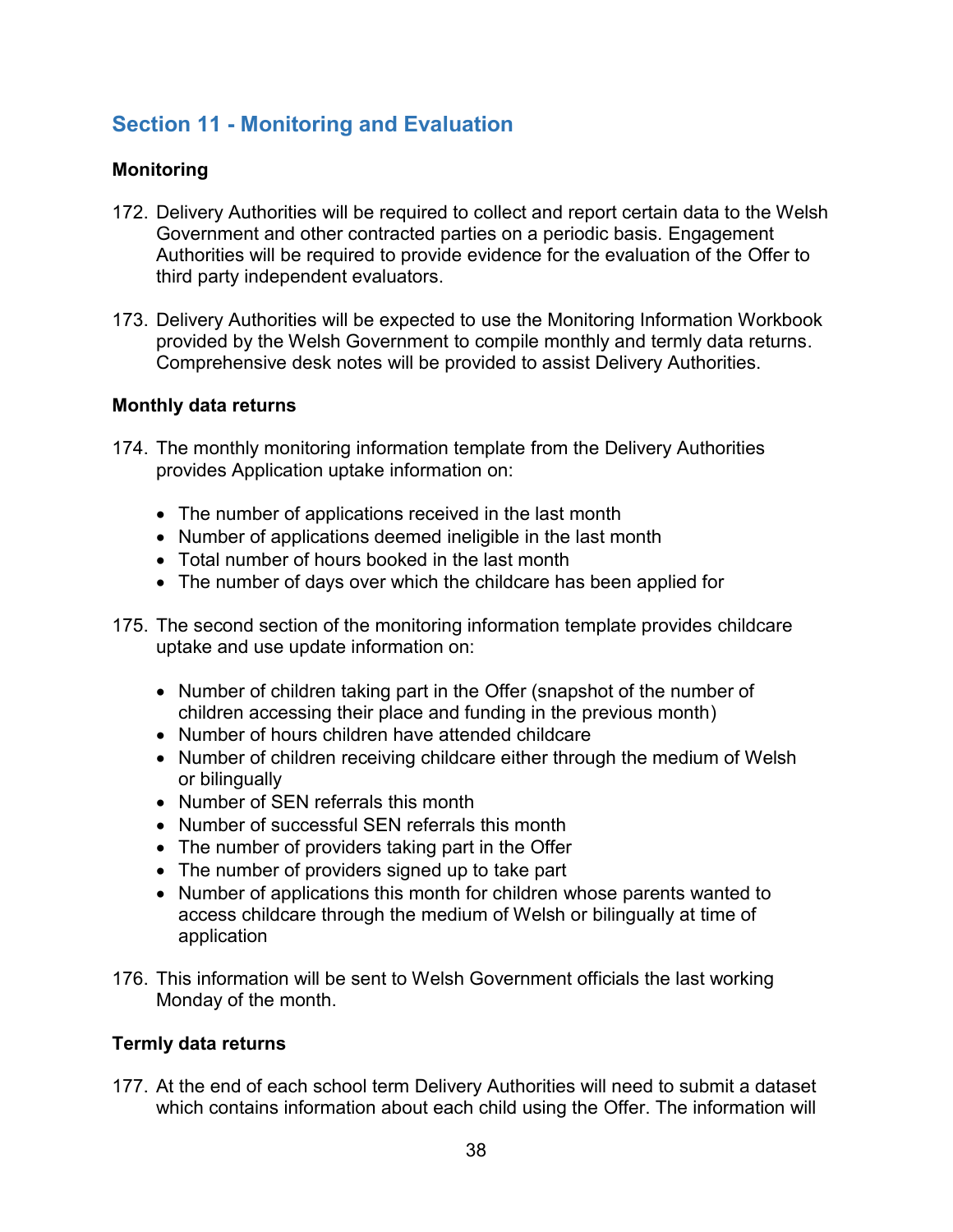## Section 11 - Monitoring and Evaluation

### Monitoring

172. Delivery Authorities will be required to collect and report certain data to the Welsh Government and other contracted parties on a periodic basis. Engagement Authorities will be required to provide evidence for the evaluation of the Offer to third party independent evaluators.

173. Delivery Authorities will be expected to use the Monitoring Information Workbook provided by the Welsh Government to compile monthly and termly data returns. Comprehensive desk notes will be provided to assist Delivery Authorities.

### Monthly data returns

174. The monthly monitoring information template from the Delivery Authorities provides Application uptake information on:

- The number of applications received in the last month
- Number of applications deemed ineligible in the last month
- Total number of hours booked in the last month
- The number of days over which the childcare has been applied for

175. The second section of the monitoring information template provides childcare uptake and use update information on:

- Number of children taking part in the Offer (snapshot of the number of children accessing their place and funding in the previous month)
- Number of hours children have attended childcare
- Number of children receiving childcare either through the medium of Welsh or bilingually
- Number of SEN referrals this month
- Number of successful SEN referrals this month
- The number of providers taking part in the Offer
- The number of providers signed up to take part
- Number of applications this month for children whose parents wanted to access childcare through the medium of Welsh or bilingually at time of application

176. This information will be sent to Welsh Government officials the last working Monday of the month.

### Termly data returns

177. At the end of each school term Delivery Authorities will need to submit a dataset which contains information about each child using the Offer. The information will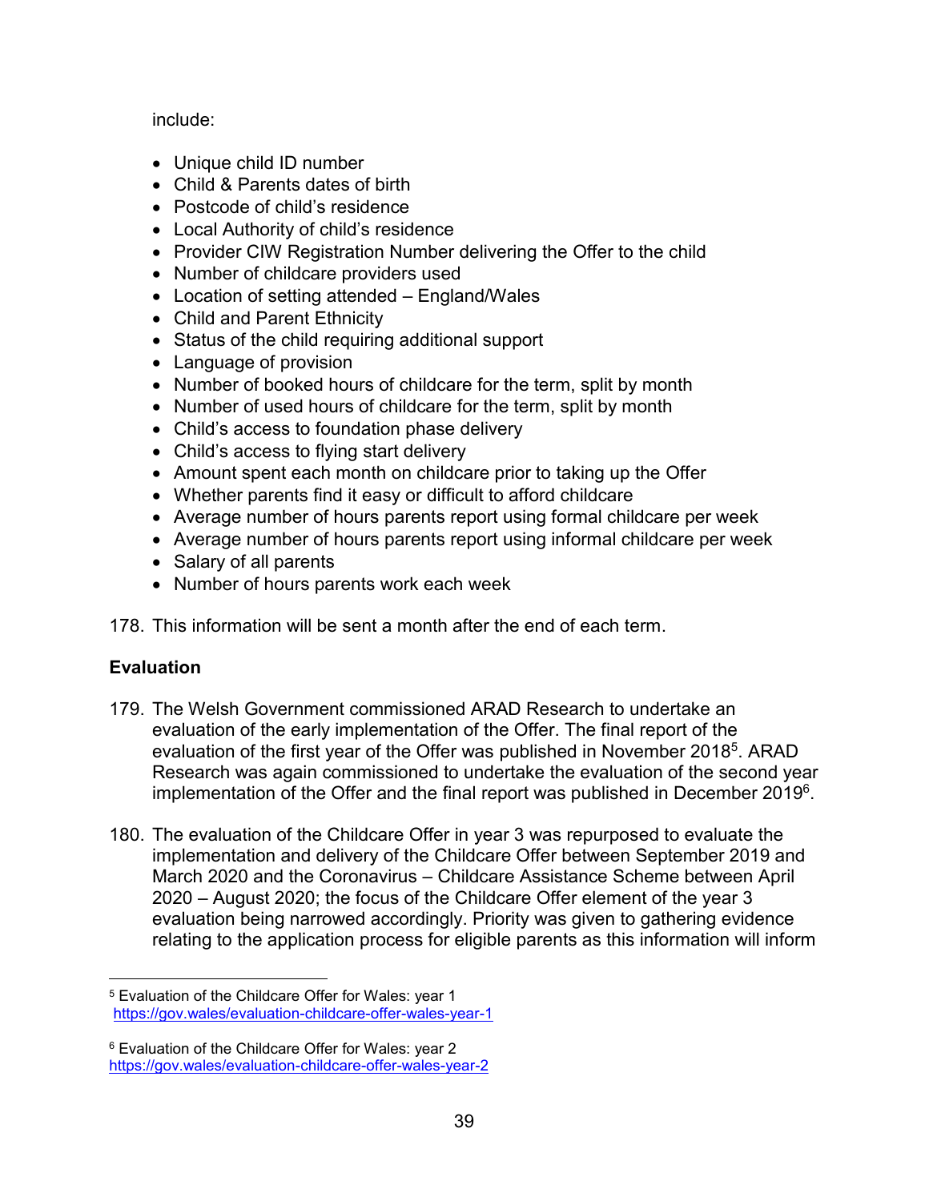include:

- Unique child ID number
- Child & Parents dates of birth
- Postcode of child's residence
- Local Authority of child's residence
- Provider CIW Registration Number delivering the Offer to the child
- Number of childcare providers used
- Location of setting attended – England/Wales
- Child and Parent Ethnicity
- Status of the child requiring additional support
- Language of provision
- Number of booked hours of childcare for the term, split by month
- Number of used hours of childcare for the term, split by month
- Child's access to foundation phase delivery
- Child's access to flying start delivery
- Amount spent each month on childcare prior to taking up the Offer
- Whether parents find it easy or difficult to afford childcare
- Average number of hours parents report using formal childcare per week
- Average number of hours parents report using informal childcare per week
- Salary of all parents
- Number of hours parents work each week

178. This information will be sent a month after the end of each term.

**Evaluation**

179. The Welsh Government commissioned ARAD Research to undertake an evaluation of the early implementation of the Offer. The final report of the evaluation of the first year of the Offer was published in November 2018[5]. ARAD Research was again commissioned to undertake the evaluation of the second year implementation of the Offer and the final report was published in December 2019[6].

180. The evaluation of the Childcare Offer in year 3 was repurposed to evaluate the implementation and delivery of the Childcare Offer between September 2019 and March 2020 and the Coronavirus – Childcare Assistance Scheme between April 2020 – August 2020; the focus of the Childcare Offer element of the year 3 evaluation being narrowed accordingly. Priority was given to gathering evidence relating to the application process for eligible parents as this information will inform

[5] Evaluation of the Childcare Offer for Wales: year 1
https://gov.wales/evaluation-childcare-offer-wales-year-1

[6] Evaluation of the Childcare Offer for Wales: year 2
https://gov.wales/evaluation-childcare-offer-wales-year-2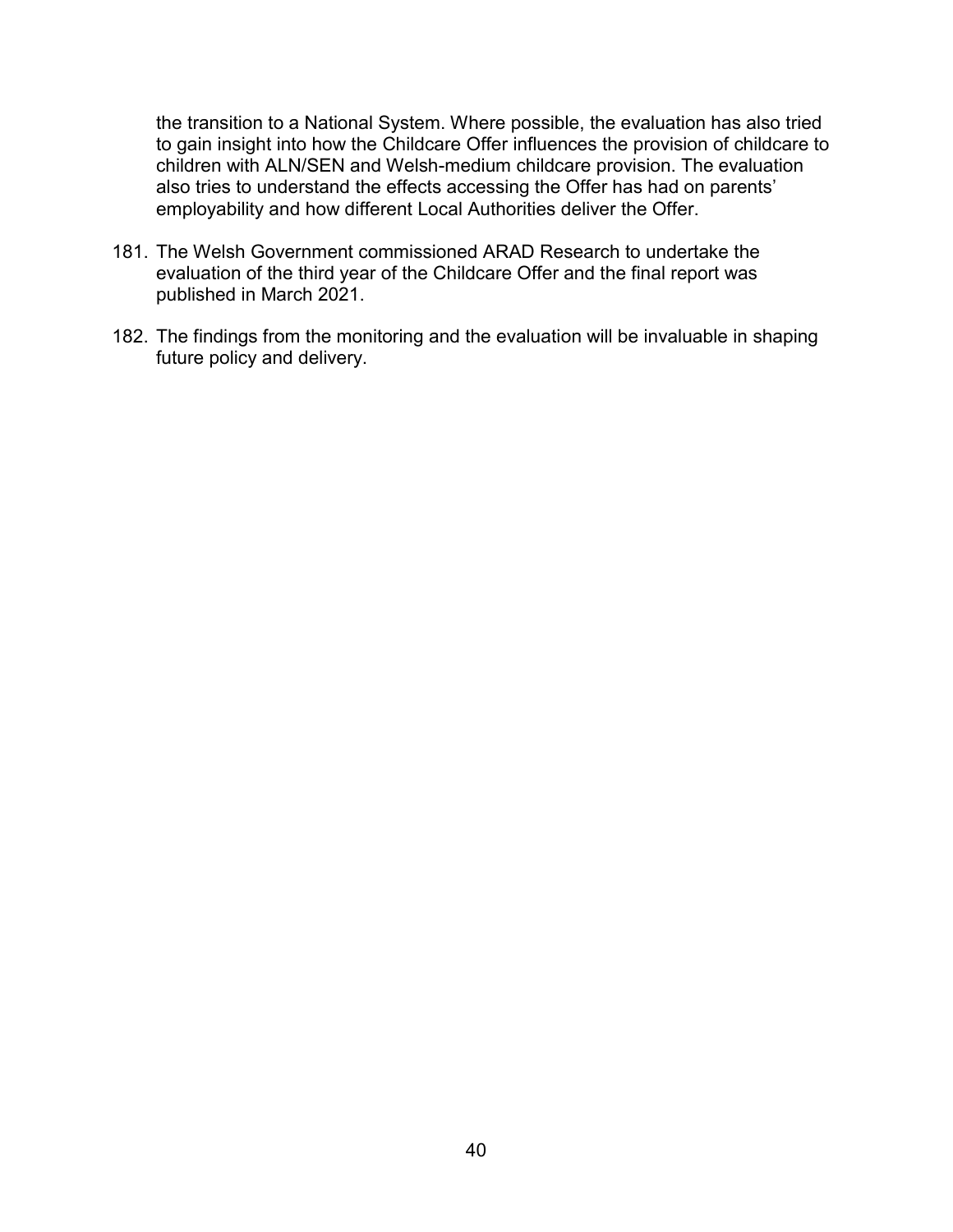the transition to a National System. Where possible, the evaluation has also tried to gain insight into how the Childcare Offer influences the provision of childcare to children with ALN/SEN and Welsh-medium childcare provision. The evaluation also tries to understand the effects accessing the Offer has had on parents' employability and how different Local Authorities deliver the Offer.

181. The Welsh Government commissioned ARAD Research to undertake the evaluation of the third year of the Childcare Offer and the final report was published in March 2021.

182. The findings from the monitoring and the evaluation will be invaluable in shaping future policy and delivery.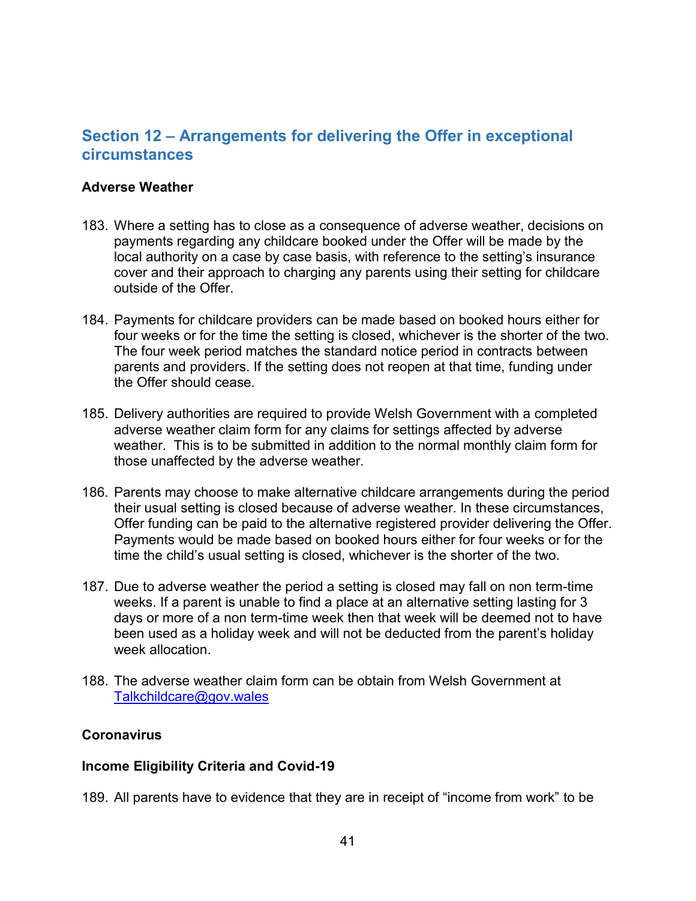## Section 12 – Arrangements for delivering the Offer in exceptional circumstances

**Adverse Weather**

183. Where a setting has to close as a consequence of adverse weather, decisions on payments regarding any childcare booked under the Offer will be made by the local authority on a case by case basis, with reference to the setting's insurance cover and their approach to charging any parents using their setting for childcare outside of the Offer.

184. Payments for childcare providers can be made based on booked hours either for four weeks or for the time the setting is closed, whichever is the shorter of the two. The four week period matches the standard notice period in contracts between parents and providers. If the setting does not reopen at that time, funding under the Offer should cease.

185. Delivery authorities are required to provide Welsh Government with a completed adverse weather claim form for any claims for settings affected by adverse weather. This is to be submitted in addition to the normal monthly claim form for those unaffected by the adverse weather.

186. Parents may choose to make alternative childcare arrangements during the period their usual setting is closed because of adverse weather. In these circumstances, Offer funding can be paid to the alternative registered provider delivering the Offer. Payments would be made based on booked hours either for four weeks or for the time the child's usual setting is closed, whichever is the shorter of the two.

187. Due to adverse weather the period a setting is closed may fall on non term-time weeks. If a parent is unable to find a place at an alternative setting lasting for 3 days or more of a non term-time week then that week will be deemed not to have been used as a holiday week and will not be deducted from the parent's holiday week allocation.

188. The adverse weather claim form can be obtain from Welsh Government at [Talkchildcare@gov.wales](mailto:Talkchildcare@gov.wales)

**Coronavirus**

**Income Eligibility Criteria and Covid-19**

189. All parents have to evidence that they are in receipt of "income from work" to be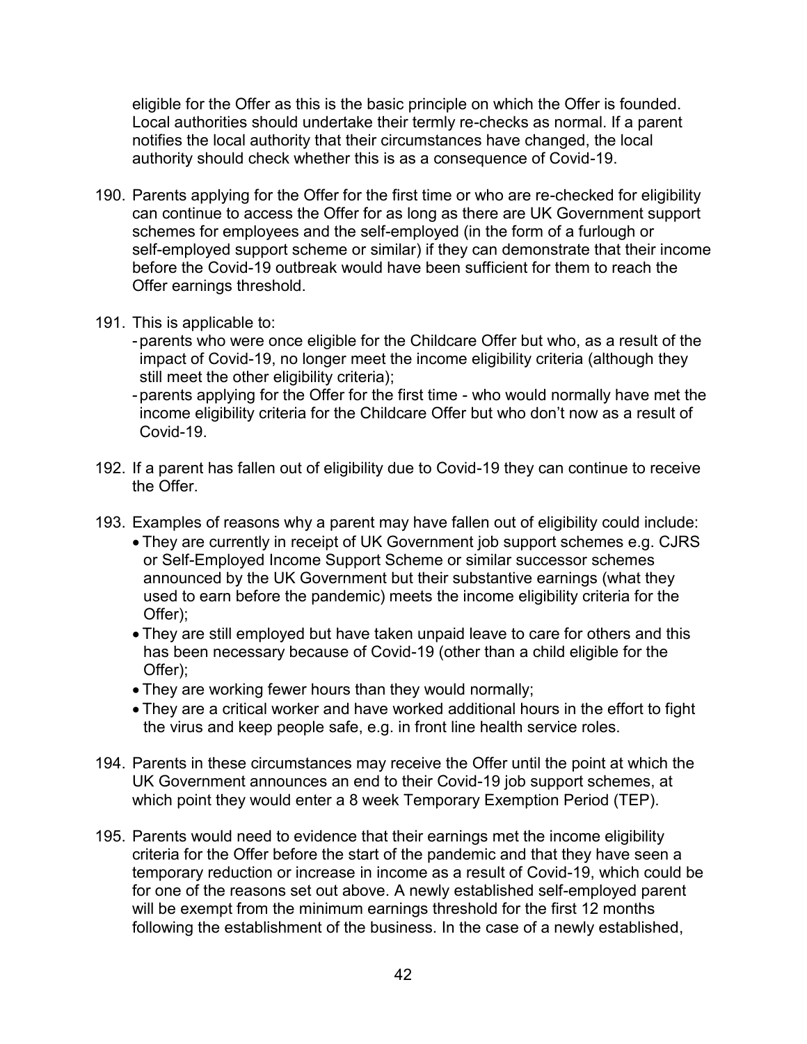eligible for the Offer as this is the basic principle on which the Offer is founded. Local authorities should undertake their termly re-checks as normal. If a parent notifies the local authority that their circumstances have changed, the local authority should check whether this is as a consequence of Covid-19.

190. Parents applying for the Offer for the first time or who are re-checked for eligibility can continue to access the Offer for as long as there are UK Government support schemes for employees and the self-employed (in the form of a furlough or self-employed support scheme or similar) if they can demonstrate that their income before the Covid-19 outbreak would have been sufficient for them to reach the Offer earnings threshold.

191. This is applicable to:
   - parents who were once eligible for the Childcare Offer but who, as a result of the impact of Covid-19, no longer meet the income eligibility criteria (although they still meet the other eligibility criteria);
   - parents applying for the Offer for the first time - who would normally have met the income eligibility criteria for the Childcare Offer but who don't now as a result of Covid-19.

192. If a parent has fallen out of eligibility due to Covid-19 they can continue to receive the Offer.

193. Examples of reasons why a parent may have fallen out of eligibility could include:
   - They are currently in receipt of UK Government job support schemes e.g. CJRS or Self-Employed Income Support Scheme or similar successor schemes announced by the UK Government but their substantive earnings (what they used to earn before the pandemic) meets the income eligibility criteria for the Offer);
   - They are still employed but have taken unpaid leave to care for others and this has been necessary because of Covid-19 (other than a child eligible for the Offer);
   - They are working fewer hours than they would normally;
   - They are a critical worker and have worked additional hours in the effort to fight the virus and keep people safe, e.g. in front line health service roles.

194. Parents in these circumstances may receive the Offer until the point at which the UK Government announces an end to their Covid-19 job support schemes, at which point they would enter a 8 week Temporary Exemption Period (TEP).

195. Parents would need to evidence that their earnings met the income eligibility criteria for the Offer before the start of the pandemic and that they have seen a temporary reduction or increase in income as a result of Covid-19, which could be for one of the reasons set out above. A newly established self-employed parent will be exempt from the minimum earnings threshold for the first 12 months following the establishment of the business. In the case of a newly established,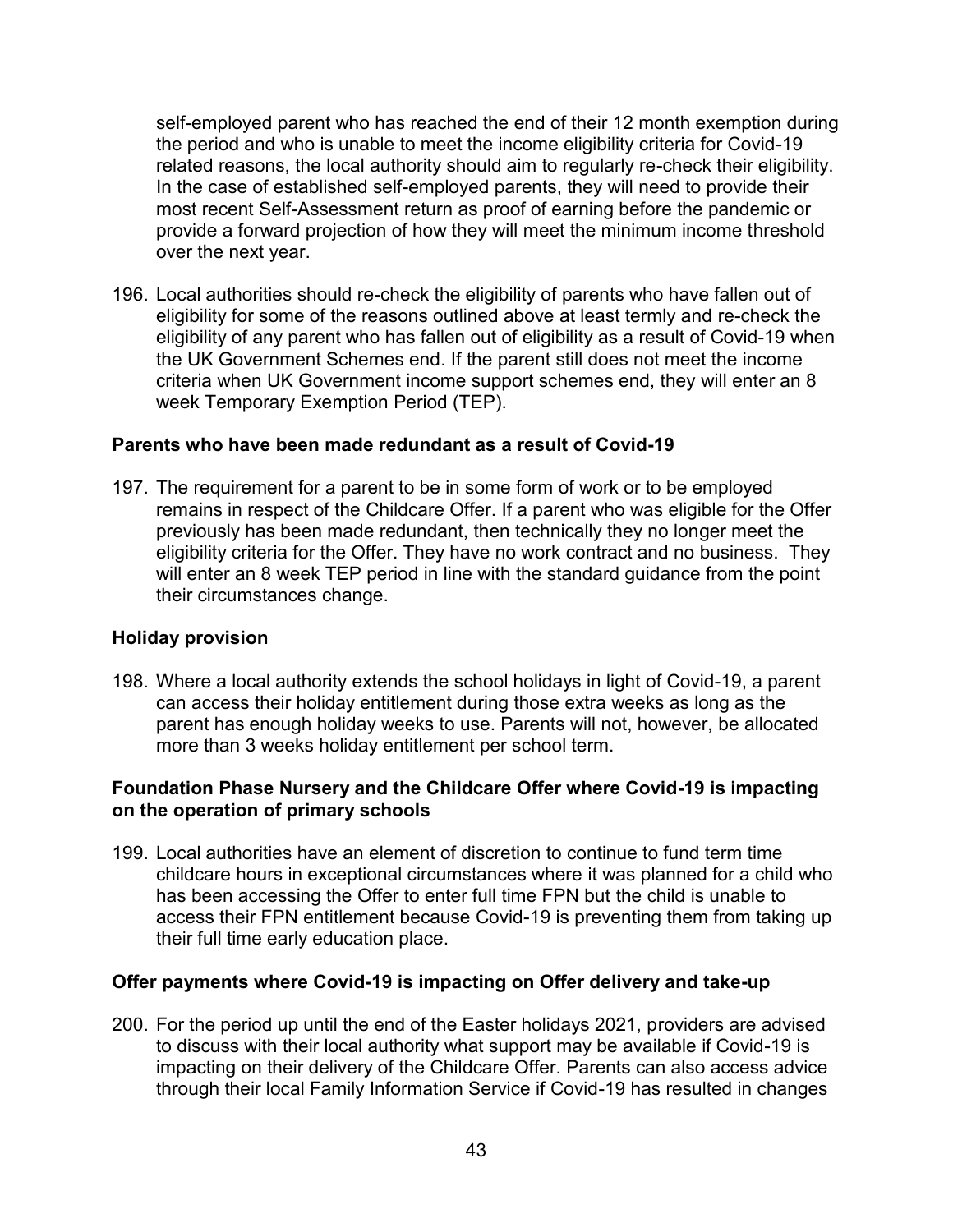self-employed parent who has reached the end of their 12 month exemption during the period and who is unable to meet the income eligibility criteria for Covid-19 related reasons, the local authority should aim to regularly re-check their eligibility. In the case of established self-employed parents, they will need to provide their most recent Self-Assessment return as proof of earning before the pandemic or provide a forward projection of how they will meet the minimum income threshold over the next year.

196. Local authorities should re-check the eligibility of parents who have fallen out of eligibility for some of the reasons outlined above at least termly and re-check the eligibility of any parent who has fallen out of eligibility as a result of Covid-19 when the UK Government Schemes end. If the parent still does not meet the income criteria when UK Government income support schemes end, they will enter an 8 week Temporary Exemption Period (TEP).

**Parents who have been made redundant as a result of Covid-19**

197. The requirement for a parent to be in some form of work or to be employed remains in respect of the Childcare Offer. If a parent who was eligible for the Offer previously has been made redundant, then technically they no longer meet the eligibility criteria for the Offer. They have no work contract and no business. They will enter an 8 week TEP period in line with the standard guidance from the point their circumstances change.

**Holiday provision**

198. Where a local authority extends the school holidays in light of Covid-19, a parent can access their holiday entitlement during those extra weeks as long as the parent has enough holiday weeks to use. Parents will not, however, be allocated more than 3 weeks holiday entitlement per school term.

**Foundation Phase Nursery and the Childcare Offer where Covid-19 is impacting on the operation of primary schools**

199. Local authorities have an element of discretion to continue to fund term time childcare hours in exceptional circumstances where it was planned for a child who has been accessing the Offer to enter full time FPN but the child is unable to access their FPN entitlement because Covid-19 is preventing them from taking up their full time early education place.

**Offer payments where Covid-19 is impacting on Offer delivery and take-up**

200. For the period up until the end of the Easter holidays 2021, providers are advised to discuss with their local authority what support may be available if Covid-19 is impacting on their delivery of the Childcare Offer. Parents can also access advice through their local Family Information Service if Covid-19 has resulted in changes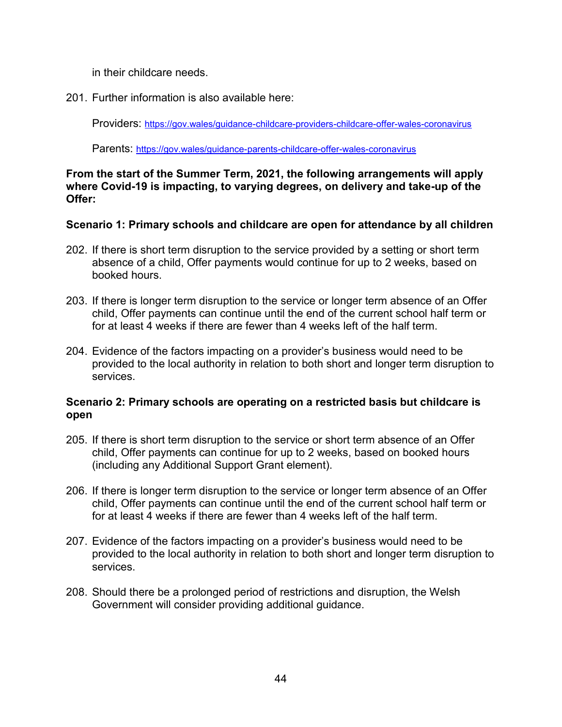in their childcare needs.

201. Further information is also available here:

 Providers: https://gov.wales/guidance-childcare-providers-childcare-offer-wales-coronavirus

 Parents: https://gov.wales/guidance-parents-childcare-offer-wales-coronavirus

**From the start of the Summer Term, 2021, the following arrangements will apply where Covid-19 is impacting, to varying degrees, on delivery and take-up of the Offer:**

**Scenario 1: Primary schools and childcare are open for attendance by all children**

202. If there is short term disruption to the service provided by a setting or short term absence of a child, Offer payments would continue for up to 2 weeks, based on booked hours.

203. If there is longer term disruption to the service or longer term absence of an Offer child, Offer payments can continue until the end of the current school half term or for at least 4 weeks if there are fewer than 4 weeks left of the half term.

204. Evidence of the factors impacting on a provider's business would need to be provided to the local authority in relation to both short and longer term disruption to services.

**Scenario 2: Primary schools are operating on a restricted basis but childcare is open**

205. If there is short term disruption to the service or short term absence of an Offer child, Offer payments can continue for up to 2 weeks, based on booked hours (including any Additional Support Grant element).

206. If there is longer term disruption to the service or longer term absence of an Offer child, Offer payments can continue until the end of the current school half term or for at least 4 weeks if there are fewer than 4 weeks left of the half term.

207. Evidence of the factors impacting on a provider's business would need to be provided to the local authority in relation to both short and longer term disruption to services.

208. Should there be a prolonged period of restrictions and disruption, the Welsh Government will consider providing additional guidance.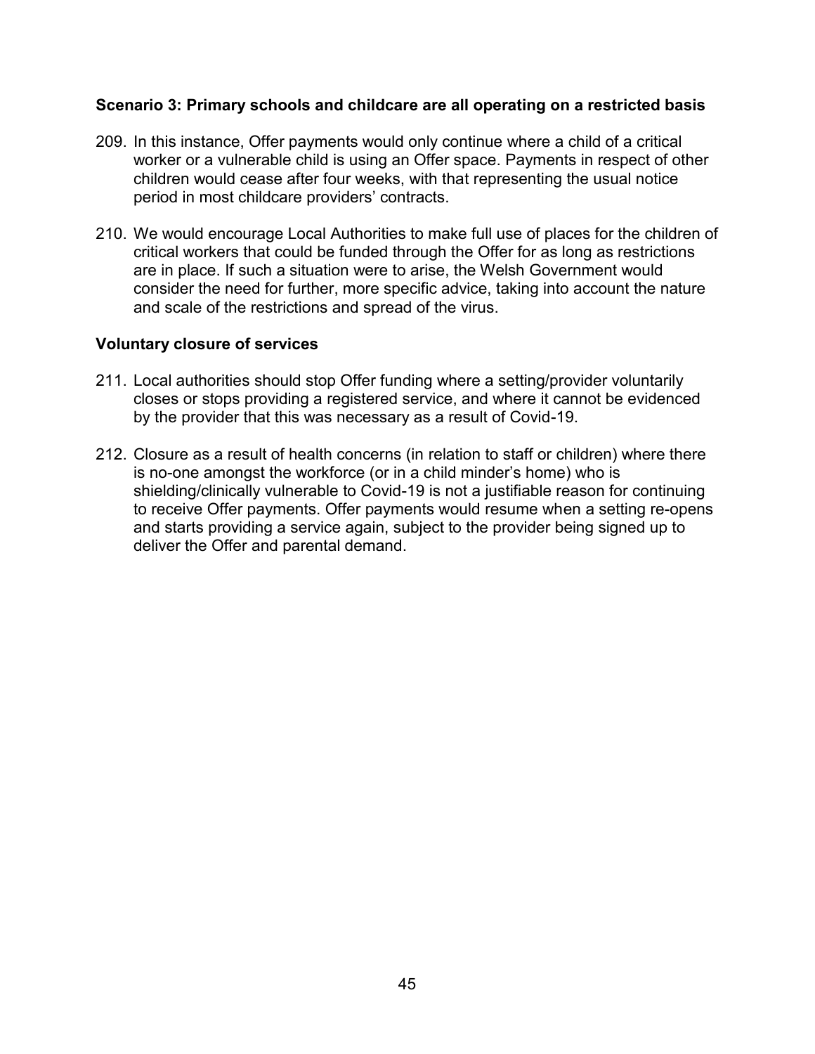**Scenario 3: Primary schools and childcare are all operating on a restricted basis**

209. In this instance, Offer payments would only continue where a child of a critical worker or a vulnerable child is using an Offer space. Payments in respect of other children would cease after four weeks, with that representing the usual notice period in most childcare providers' contracts.

210. We would encourage Local Authorities to make full use of places for the children of critical workers that could be funded through the Offer for as long as restrictions are in place. If such a situation were to arise, the Welsh Government would consider the need for further, more specific advice, taking into account the nature and scale of the restrictions and spread of the virus.

**Voluntary closure of services**

211. Local authorities should stop Offer funding where a setting/provider voluntarily closes or stops providing a registered service, and where it cannot be evidenced by the provider that this was necessary as a result of Covid-19.

212. Closure as a result of health concerns (in relation to staff or children) where there is no-one amongst the workforce (or in a child minder's home) who is shielding/clinically vulnerable to Covid-19 is not a justifiable reason for continuing to receive Offer payments. Offer payments would resume when a setting re-opens and starts providing a service again, subject to the provider being signed up to deliver the Offer and parental demand.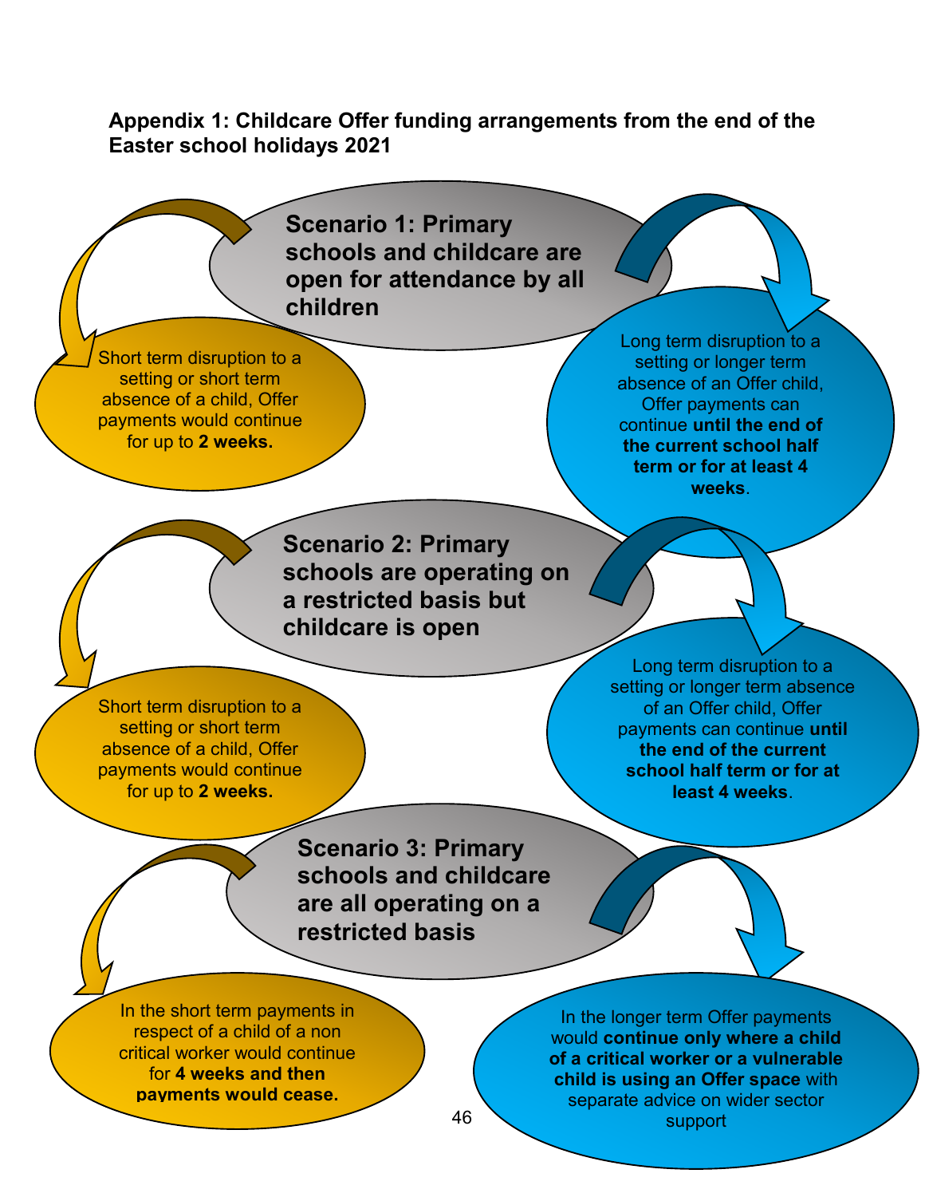**Appendix 1: Childcare Offer funding arrangements from the end of the Easter school holidays 2021**

**Scenario 1: Primary schools and childcare are open for attendance by all children**

Short term disruption to a setting or short term absence of a child, Offer payments would continue for up to **2 weeks.**

Long term disruption to a setting or longer term absence of an Offer child, Offer payments can continue **until the end of the current school half term or for at least 4 weeks**.

**Scenario 2: Primary schools are operating on a restricted basis but childcare is open**

Short term disruption to a setting or short term absence of a child, Offer payments would continue for up to **2 weeks.**

Long term disruption to a setting or longer term absence of an Offer child, Offer payments can continue **until the end of the current school half term or for at least 4 weeks**.

**Scenario 3: Primary schools and childcare are all operating on a restricted basis**

In the short term payments in respect of a child of a non critical worker would continue for **4 weeks and then payments would cease.**

In the longer term Offer payments would **continue only where a child of a critical worker or a vulnerable child is using an Offer space** with separate advice on wider sector support